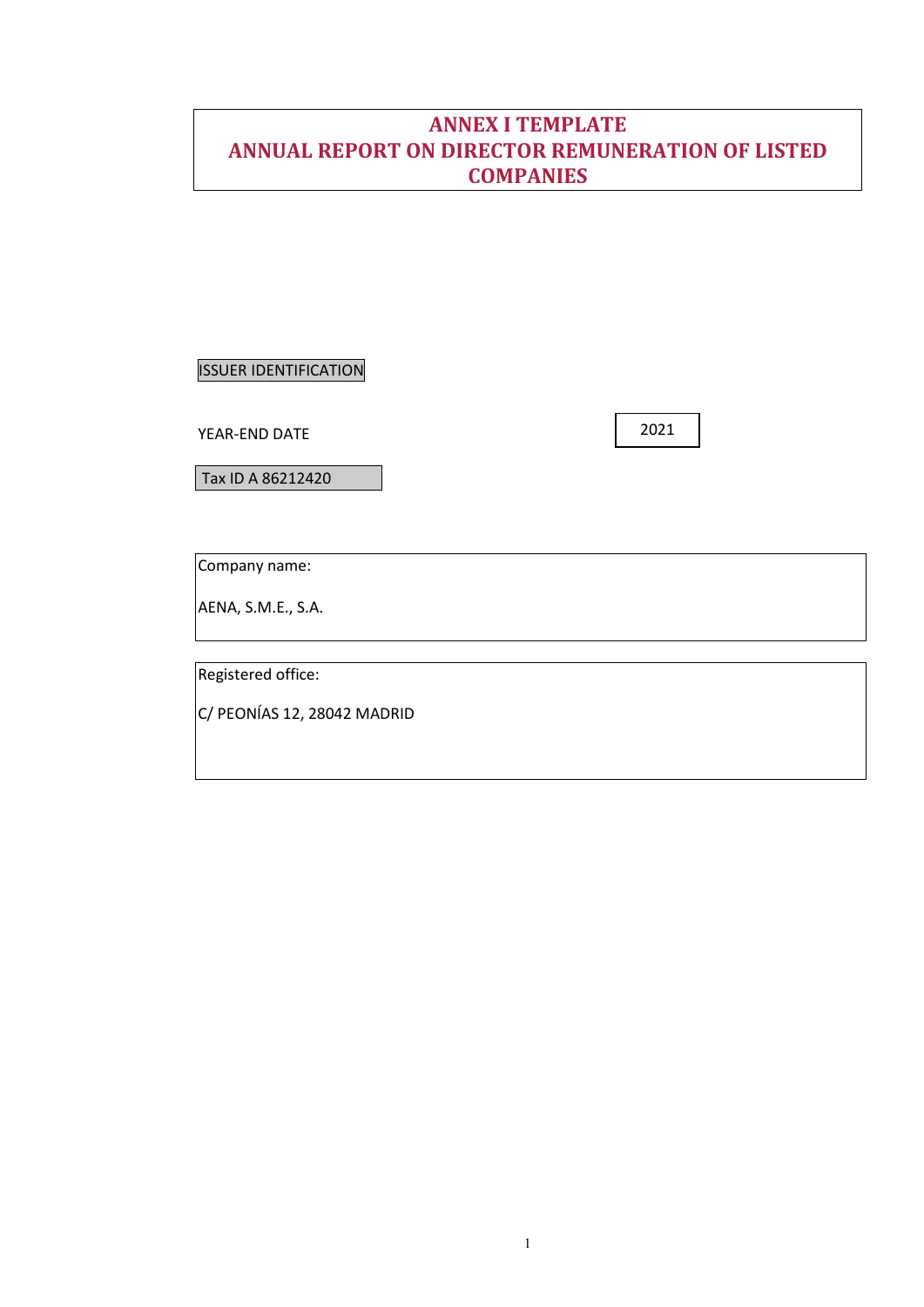# ANNEX I TEMPLATE
# ANNUAL REPORT ON DIRECTOR REMUNERATION OF LISTED COMPANIES

ISSUER IDENTIFICATION

YEAR-END DATE: 2021

Tax ID A 86212420

Company name:

AENA, S.M.E., S.A.

Registered office:

C/ PEONÍAS 12, 28042 MADRID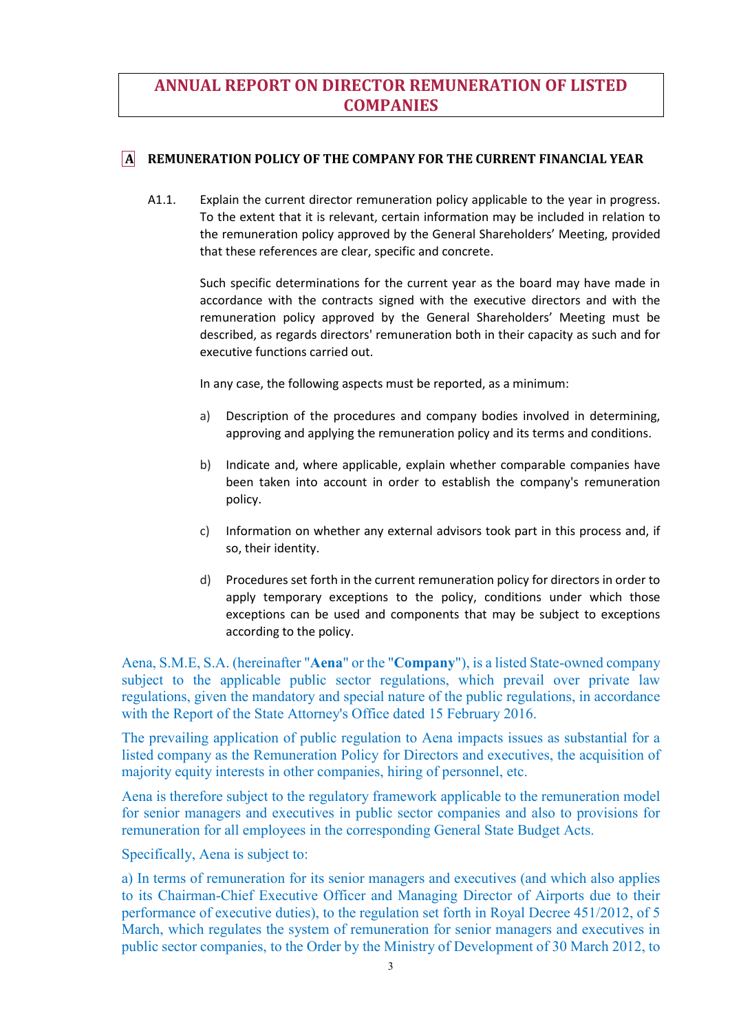# ANNUAL REPORT ON DIRECTOR REMUNERATION OF LISTED COMPANIES

## A REMUNERATION POLICY OF THE COMPANY FOR THE CURRENT FINANCIAL YEAR

A1.1. Explain the current director remuneration policy applicable to the year in progress. To the extent that it is relevant, certain information may be included in relation to the remuneration policy approved by the General Shareholders' Meeting, provided that these references are clear, specific and concrete.

Such specific determinations for the current year as the board may have made in accordance with the contracts signed with the executive directors and with the remuneration policy approved by the General Shareholders' Meeting must be described, as regards directors' remuneration both in their capacity as such and for executive functions carried out.

In any case, the following aspects must be reported, as a minimum:

a) Description of the procedures and company bodies involved in determining, approving and applying the remuneration policy and its terms and conditions.

b) Indicate and, where applicable, explain whether comparable companies have been taken into account in order to establish the company's remuneration policy.

c) Information on whether any external advisors took part in this process and, if so, their identity.

d) Procedures set forth in the current remuneration policy for directors in order to apply temporary exceptions to the policy, conditions under which those exceptions can be used and components that may be subject to exceptions according to the policy.

Aena, S.M.E, S.A. (hereinafter "**Aena**" or the "**Company**"), is a listed State-owned company subject to the applicable public sector regulations, which prevail over private law regulations, given the mandatory and special nature of the public regulations, in accordance with the Report of the State Attorney's Office dated 15 February 2016.

The prevailing application of public regulation to Aena impacts issues as substantial for a listed company as the Remuneration Policy for Directors and executives, the acquisition of majority equity interests in other companies, hiring of personnel, etc.

Aena is therefore subject to the regulatory framework applicable to the remuneration model for senior managers and executives in public sector companies and also to provisions for remuneration for all employees in the corresponding General State Budget Acts.

Specifically, Aena is subject to:

a) In terms of remuneration for its senior managers and executives (and which also applies to its Chairman-Chief Executive Officer and Managing Director of Airports due to their performance of executive duties), to the regulation set forth in Royal Decree 451/2012, of 5 March, which regulates the system of remuneration for senior managers and executives in public sector companies, to the Order by the Ministry of Development of 30 March 2012, to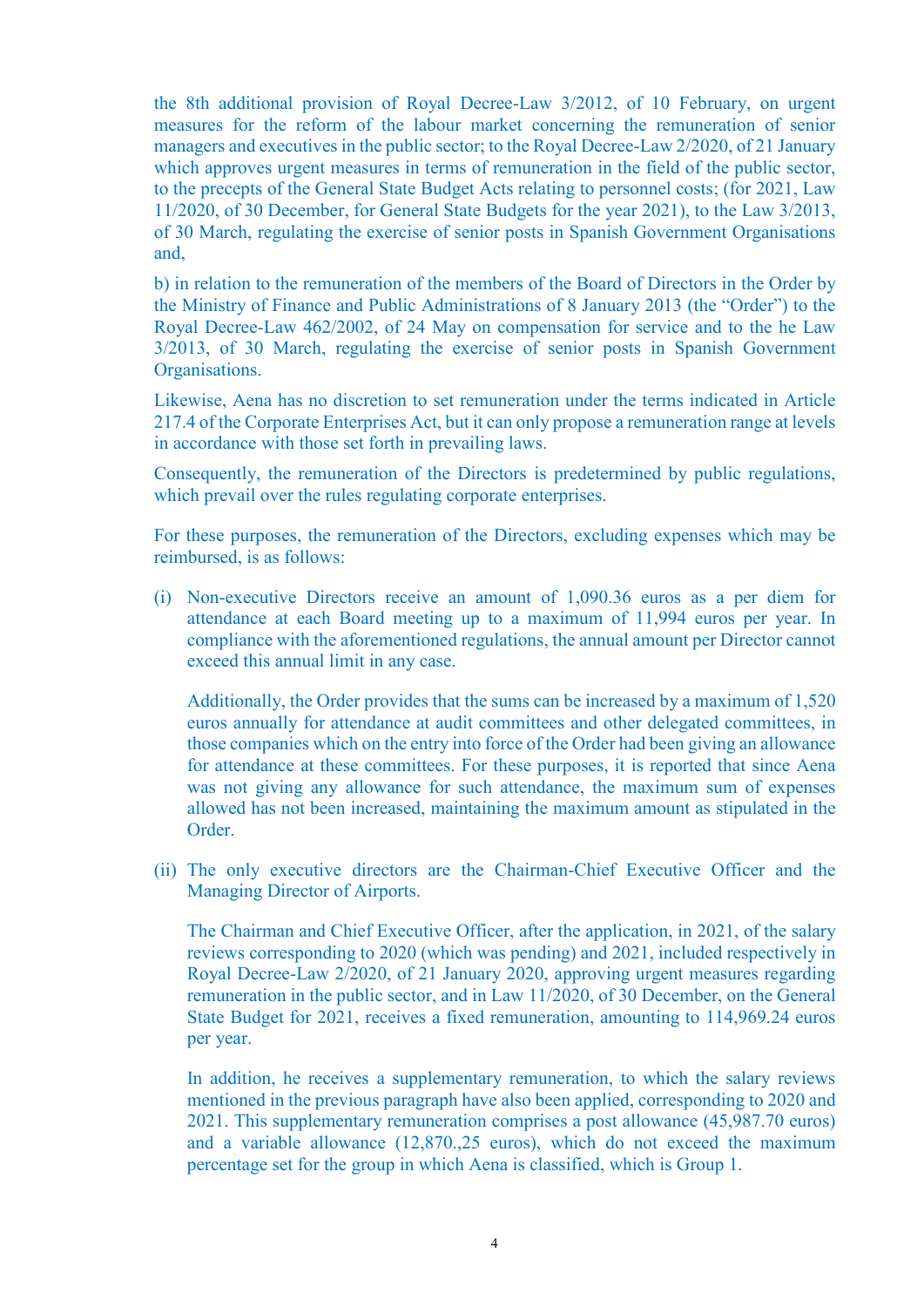the 8th additional provision of Royal Decree-Law 3/2012, of 10 February, on urgent measures for the reform of the labour market concerning the remuneration of senior managers and executives in the public sector; to the Royal Decree-Law 2/2020, of 21 January which approves urgent measures in terms of remuneration in the field of the public sector, to the precepts of the General State Budget Acts relating to personnel costs; (for 2021, Law 11/2020, of 30 December, for General State Budgets for the year 2021), to the Law 3/2013, of 30 March, regulating the exercise of senior posts in Spanish Government Organisations and,

b) in relation to the remuneration of the members of the Board of Directors in the Order by the Ministry of Finance and Public Administrations of 8 January 2013 (the "Order") to the Royal Decree-Law 462/2002, of 24 May on compensation for service and to the he Law 3/2013, of 30 March, regulating the exercise of senior posts in Spanish Government Organisations.

Likewise, Aena has no discretion to set remuneration under the terms indicated in Article 217.4 of the Corporate Enterprises Act, but it can only propose a remuneration range at levels in accordance with those set forth in prevailing laws.

Consequently, the remuneration of the Directors is predetermined by public regulations, which prevail over the rules regulating corporate enterprises.

For these purposes, the remuneration of the Directors, excluding expenses which may be reimbursed, is as follows:

(i) Non-executive Directors receive an amount of 1,090.36 euros as a per diem for attendance at each Board meeting up to a maximum of 11,994 euros per year. In compliance with the aforementioned regulations, the annual amount per Director cannot exceed this annual limit in any case.

   Additionally, the Order provides that the sums can be increased by a maximum of 1,520 euros annually for attendance at audit committees and other delegated committees, in those companies which on the entry into force of the Order had been giving an allowance for attendance at these committees. For these purposes, it is reported that since Aena was not giving any allowance for such attendance, the maximum sum of expenses allowed has not been increased, maintaining the maximum amount as stipulated in the Order.

(ii) The only executive directors are the Chairman-Chief Executive Officer and the Managing Director of Airports.

   The Chairman and Chief Executive Officer, after the application, in 2021, of the salary reviews corresponding to 2020 (which was pending) and 2021, included respectively in Royal Decree-Law 2/2020, of 21 January 2020, approving urgent measures regarding remuneration in the public sector, and in Law 11/2020, of 30 December, on the General State Budget for 2021, receives a fixed remuneration, amounting to 114,969.24 euros per year.

   In addition, he receives a supplementary remuneration, to which the salary reviews mentioned in the previous paragraph have also been applied, corresponding to 2020 and 2021. This supplementary remuneration comprises a post allowance (45,987.70 euros) and a variable allowance (12,870.,25 euros), which do not exceed the maximum percentage set for the group in which Aena is classified, which is Group 1.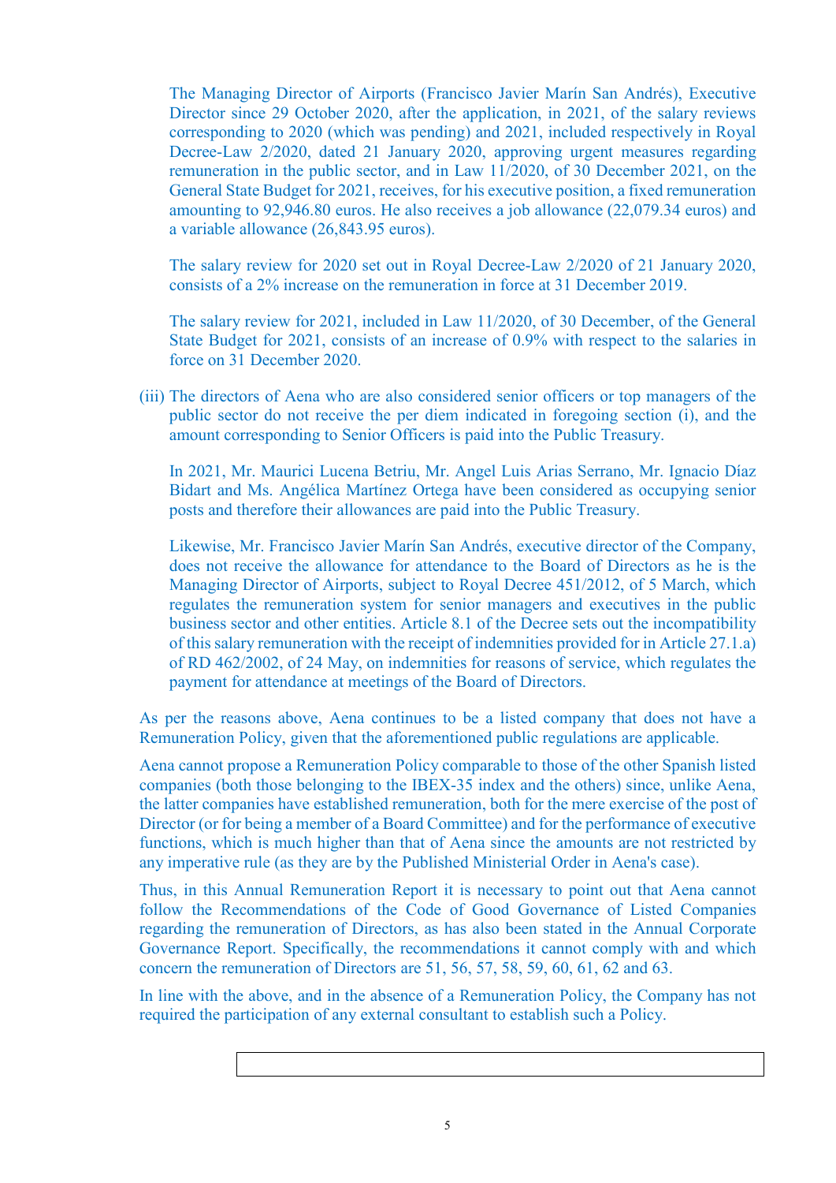The Managing Director of Airports (Francisco Javier Marín San Andrés), Executive Director since 29 October 2020, after the application, in 2021, of the salary reviews corresponding to 2020 (which was pending) and 2021, included respectively in Royal Decree-Law 2/2020, dated 21 January 2020, approving urgent measures regarding remuneration in the public sector, and in Law 11/2020, of 30 December 2021, on the General State Budget for 2021, receives, for his executive position, a fixed remuneration amounting to 92,946.80 euros. He also receives a job allowance (22,079.34 euros) and a variable allowance (26,843.95 euros).

The salary review for 2020 set out in Royal Decree-Law 2/2020 of 21 January 2020, consists of a 2% increase on the remuneration in force at 31 December 2019.

The salary review for 2021, included in Law 11/2020, of 30 December, of the General State Budget for 2021, consists of an increase of 0.9% with respect to the salaries in force on 31 December 2020.

(iii) The directors of Aena who are also considered senior officers or top managers of the public sector do not receive the per diem indicated in foregoing section (i), and the amount corresponding to Senior Officers is paid into the Public Treasury.

In 2021, Mr. Maurici Lucena Betriu, Mr. Angel Luis Arias Serrano, Mr. Ignacio Díaz Bidart and Ms. Angélica Martínez Ortega have been considered as occupying senior posts and therefore their allowances are paid into the Public Treasury.

Likewise, Mr. Francisco Javier Marín San Andrés, executive director of the Company, does not receive the allowance for attendance to the Board of Directors as he is the Managing Director of Airports, subject to Royal Decree 451/2012, of 5 March, which regulates the remuneration system for senior managers and executives in the public business sector and other entities. Article 8.1 of the Decree sets out the incompatibility of this salary remuneration with the receipt of indemnities provided for in Article 27.1.a) of RD 462/2002, of 24 May, on indemnities for reasons of service, which regulates the payment for attendance at meetings of the Board of Directors.

As per the reasons above, Aena continues to be a listed company that does not have a Remuneration Policy, given that the aforementioned public regulations are applicable.

Aena cannot propose a Remuneration Policy comparable to those of the other Spanish listed companies (both those belonging to the IBEX-35 index and the others) since, unlike Aena, the latter companies have established remuneration, both for the mere exercise of the post of Director (or for being a member of a Board Committee) and for the performance of executive functions, which is much higher than that of Aena since the amounts are not restricted by any imperative rule (as they are by the Published Ministerial Order in Aena's case).

Thus, in this Annual Remuneration Report it is necessary to point out that Aena cannot follow the Recommendations of the Code of Good Governance of Listed Companies regarding the remuneration of Directors, as has also been stated in the Annual Corporate Governance Report. Specifically, the recommendations it cannot comply with and which concern the remuneration of Directors are 51, 56, 57, 58, 59, 60, 61, 62 and 63.

In line with the above, and in the absence of a Remuneration Policy, the Company has not required the participation of any external consultant to establish such a Policy.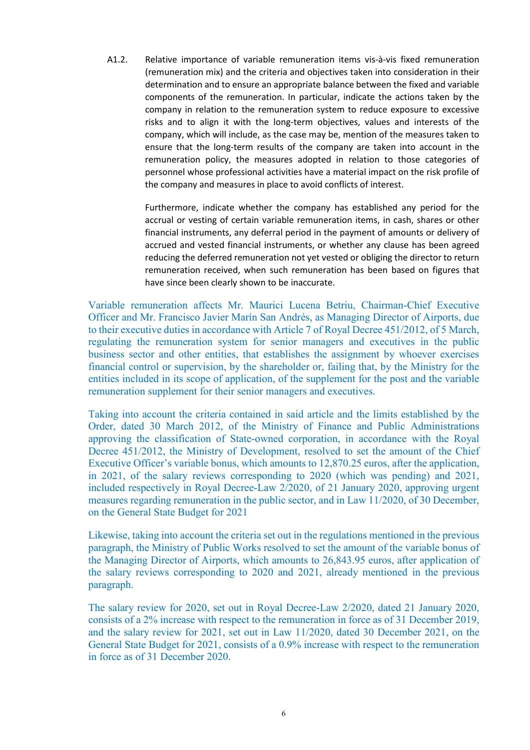A1.2. Relative importance of variable remuneration items vis-à-vis fixed remuneration (remuneration mix) and the criteria and objectives taken into consideration in their determination and to ensure an appropriate balance between the fixed and variable components of the remuneration. In particular, indicate the actions taken by the company in relation to the remuneration system to reduce exposure to excessive risks and to align it with the long-term objectives, values and interests of the company, which will include, as the case may be, mention of the measures taken to ensure that the long-term results of the company are taken into account in the remuneration policy, the measures adopted in relation to those categories of personnel whose professional activities have a material impact on the risk profile of the company and measures in place to avoid conflicts of interest.

Furthermore, indicate whether the company has established any period for the accrual or vesting of certain variable remuneration items, in cash, shares or other financial instruments, any deferral period in the payment of amounts or delivery of accrued and vested financial instruments, or whether any clause has been agreed reducing the deferred remuneration not yet vested or obliging the director to return remuneration received, when such remuneration has been based on figures that have since been clearly shown to be inaccurate.

Variable remuneration affects Mr. Maurici Lucena Betriu, Chairman-Chief Executive Officer and Mr. Francisco Javier Marín San Andrés, as Managing Director of Airports, due to their executive duties in accordance with Article 7 of Royal Decree 451/2012, of 5 March, regulating the remuneration system for senior managers and executives in the public business sector and other entities, that establishes the assignment by whoever exercises financial control or supervision, by the shareholder or, failing that, by the Ministry for the entities included in its scope of application, of the supplement for the post and the variable remuneration supplement for their senior managers and executives.

Taking into account the criteria contained in said article and the limits established by the Order, dated 30 March 2012, of the Ministry of Finance and Public Administrations approving the classification of State-owned corporation, in accordance with the Royal Decree 451/2012, the Ministry of Development, resolved to set the amount of the Chief Executive Officer's variable bonus, which amounts to 12,870.25 euros, after the application, in 2021, of the salary reviews corresponding to 2020 (which was pending) and 2021, included respectively in Royal Decree-Law 2/2020, of 21 January 2020, approving urgent measures regarding remuneration in the public sector, and in Law 11/2020, of 30 December, on the General State Budget for 2021

Likewise, taking into account the criteria set out in the regulations mentioned in the previous paragraph, the Ministry of Public Works resolved to set the amount of the variable bonus of the Managing Director of Airports, which amounts to 26,843.95 euros, after application of the salary reviews corresponding to 2020 and 2021, already mentioned in the previous paragraph.

The salary review for 2020, set out in Royal Decree-Law 2/2020, dated 21 January 2020, consists of a 2% increase with respect to the remuneration in force as of 31 December 2019, and the salary review for 2021, set out in Law 11/2020, dated 30 December 2021, on the General State Budget for 2021, consists of a 0.9% increase with respect to the remuneration in force as of 31 December 2020.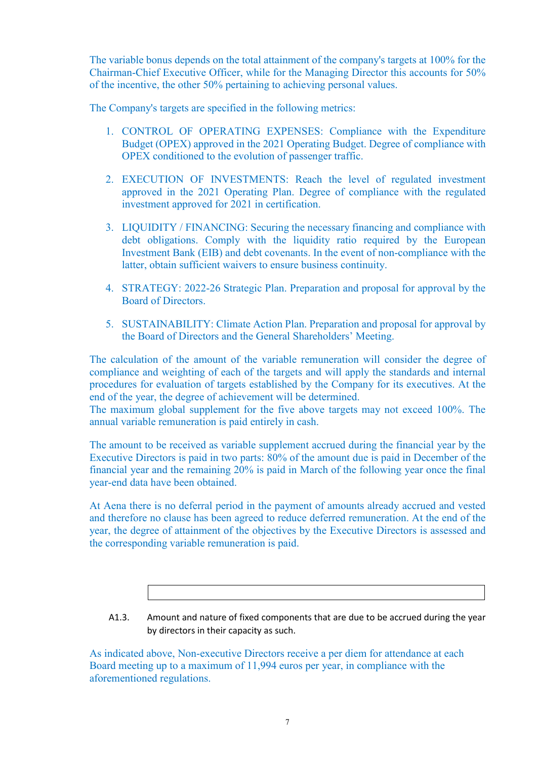The variable bonus depends on the total attainment of the company's targets at 100% for the Chairman-Chief Executive Officer, while for the Managing Director this accounts for 50% of the incentive, the other 50% pertaining to achieving personal values.

The Company's targets are specified in the following metrics:

1. CONTROL OF OPERATING EXPENSES: Compliance with the Expenditure Budget (OPEX) approved in the 2021 Operating Budget. Degree of compliance with OPEX conditioned to the evolution of passenger traffic.

2. EXECUTION OF INVESTMENTS: Reach the level of regulated investment approved in the 2021 Operating Plan. Degree of compliance with the regulated investment approved for 2021 in certification.

3. LIQUIDITY / FINANCING: Securing the necessary financing and compliance with debt obligations. Comply with the liquidity ratio required by the European Investment Bank (EIB) and debt covenants. In the event of non-compliance with the latter, obtain sufficient waivers to ensure business continuity.

4. STRATEGY: 2022-26 Strategic Plan. Preparation and proposal for approval by the Board of Directors.

5. SUSTAINABILITY: Climate Action Plan. Preparation and proposal for approval by the Board of Directors and the General Shareholders' Meeting.

The calculation of the amount of the variable remuneration will consider the degree of compliance and weighting of each of the targets and will apply the standards and internal procedures for evaluation of targets established by the Company for its executives. At the end of the year, the degree of achievement will be determined.
The maximum global supplement for the five above targets may not exceed 100%. The annual variable remuneration is paid entirely in cash.

The amount to be received as variable supplement accrued during the financial year by the Executive Directors is paid in two parts: 80% of the amount due is paid in December of the financial year and the remaining 20% is paid in March of the following year once the final year-end data have been obtained.

At Aena there is no deferral period in the payment of amounts already accrued and vested and therefore no clause has been agreed to reduce deferred remuneration. At the end of the year, the degree of attainment of the objectives by the Executive Directors is assessed and the corresponding variable remuneration is paid.

A1.3. Amount and nature of fixed components that are due to be accrued during the year by directors in their capacity as such.

As indicated above, Non-executive Directors receive a per diem for attendance at each Board meeting up to a maximum of 11,994 euros per year, in compliance with the aforementioned regulations.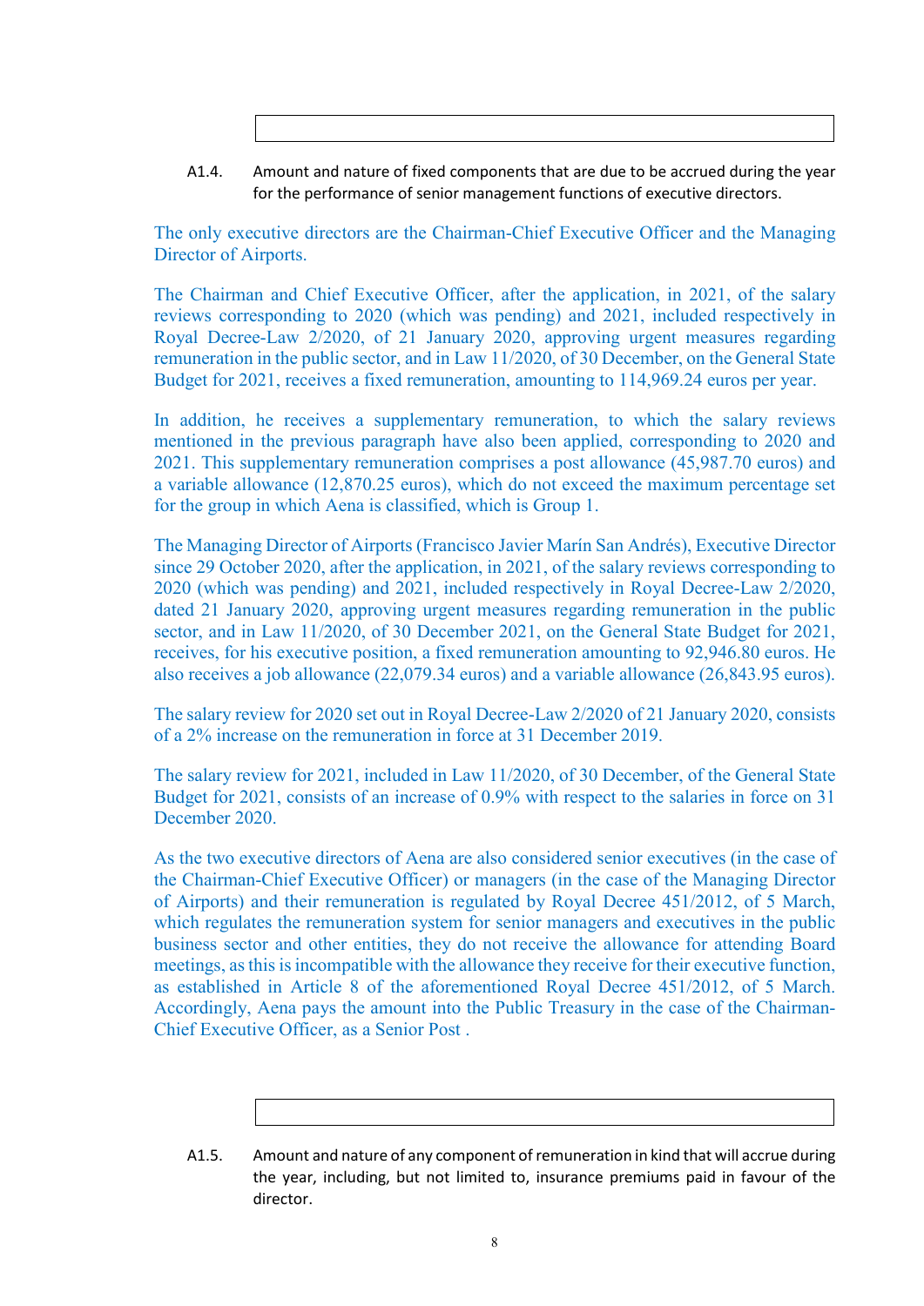A1.4. Amount and nature of fixed components that are due to be accrued during the year for the performance of senior management functions of executive directors.

The only executive directors are the Chairman-Chief Executive Officer and the Managing Director of Airports.

The Chairman and Chief Executive Officer, after the application, in 2021, of the salary reviews corresponding to 2020 (which was pending) and 2021, included respectively in Royal Decree-Law 2/2020, of 21 January 2020, approving urgent measures regarding remuneration in the public sector, and in Law 11/2020, of 30 December, on the General State Budget for 2021, receives a fixed remuneration, amounting to 114,969.24 euros per year.

In addition, he receives a supplementary remuneration, to which the salary reviews mentioned in the previous paragraph have also been applied, corresponding to 2020 and 2021. This supplementary remuneration comprises a post allowance (45,987.70 euros) and a variable allowance (12,870.25 euros), which do not exceed the maximum percentage set for the group in which Aena is classified, which is Group 1.

The Managing Director of Airports (Francisco Javier Marín San Andrés), Executive Director since 29 October 2020, after the application, in 2021, of the salary reviews corresponding to 2020 (which was pending) and 2021, included respectively in Royal Decree-Law 2/2020, dated 21 January 2020, approving urgent measures regarding remuneration in the public sector, and in Law 11/2020, of 30 December 2021, on the General State Budget for 2021, receives, for his executive position, a fixed remuneration amounting to 92,946.80 euros. He also receives a job allowance (22,079.34 euros) and a variable allowance (26,843.95 euros).

The salary review for 2020 set out in Royal Decree-Law 2/2020 of 21 January 2020, consists of a 2% increase on the remuneration in force at 31 December 2019.

The salary review for 2021, included in Law 11/2020, of 30 December, of the General State Budget for 2021, consists of an increase of 0.9% with respect to the salaries in force on 31 December 2020.

As the two executive directors of Aena are also considered senior executives (in the case of the Chairman-Chief Executive Officer) or managers (in the case of the Managing Director of Airports) and their remuneration is regulated by Royal Decree 451/2012, of 5 March, which regulates the remuneration system for senior managers and executives in the public business sector and other entities, they do not receive the allowance for attending Board meetings, as this is incompatible with the allowance they receive for their executive function, as established in Article 8 of the aforementioned Royal Decree 451/2012, of 5 March. Accordingly, Aena pays the amount into the Public Treasury in the case of the Chairman-Chief Executive Officer, as a Senior Post .

A1.5. Amount and nature of any component of remuneration in kind that will accrue during the year, including, but not limited to, insurance premiums paid in favour of the director.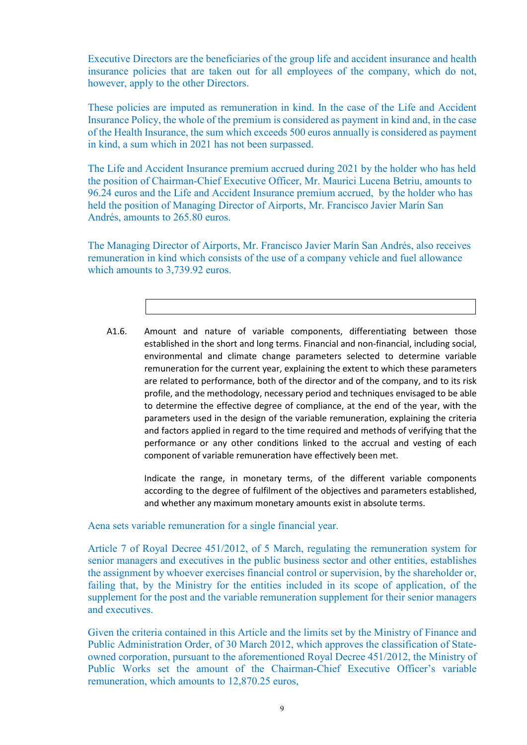Executive Directors are the beneficiaries of the group life and accident insurance and health insurance policies that are taken out for all employees of the company, which do not, however, apply to the other Directors.

These policies are imputed as remuneration in kind. In the case of the Life and Accident Insurance Policy, the whole of the premium is considered as payment in kind and, in the case of the Health Insurance, the sum which exceeds 500 euros annually is considered as payment in kind, a sum which in 2021 has not been surpassed.

The Life and Accident Insurance premium accrued during 2021 by the holder who has held the position of Chairman-Chief Executive Officer, Mr. Maurici Lucena Betriu, amounts to 96.24 euros and the Life and Accident Insurance premium accrued, by the holder who has held the position of Managing Director of Airports, Mr. Francisco Javier Marín San Andrés, amounts to 265.80 euros.

The Managing Director of Airports, Mr. Francisco Javier Marín San Andrés, also receives remuneration in kind which consists of the use of a company vehicle and fuel allowance which amounts to 3,739.92 euros.

A1.6. Amount and nature of variable components, differentiating between those established in the short and long terms. Financial and non-financial, including social, environmental and climate change parameters selected to determine variable remuneration for the current year, explaining the extent to which these parameters are related to performance, both of the director and of the company, and to its risk profile, and the methodology, necessary period and techniques envisaged to be able to determine the effective degree of compliance, at the end of the year, with the parameters used in the design of the variable remuneration, explaining the criteria and factors applied in regard to the time required and methods of verifying that the performance or any other conditions linked to the accrual and vesting of each component of variable remuneration have effectively been met.

Indicate the range, in monetary terms, of the different variable components according to the degree of fulfilment of the objectives and parameters established, and whether any maximum monetary amounts exist in absolute terms.

Aena sets variable remuneration for a single financial year.

Article 7 of Royal Decree 451/2012, of 5 March, regulating the remuneration system for senior managers and executives in the public business sector and other entities, establishes the assignment by whoever exercises financial control or supervision, by the shareholder or, failing that, by the Ministry for the entities included in its scope of application, of the supplement for the post and the variable remuneration supplement for their senior managers and executives.

Given the criteria contained in this Article and the limits set by the Ministry of Finance and Public Administration Order, of 30 March 2012, which approves the classification of State-owned corporation, pursuant to the aforementioned Royal Decree 451/2012, the Ministry of Public Works set the amount of the Chairman-Chief Executive Officer's variable remuneration, which amounts to 12,870.25 euros,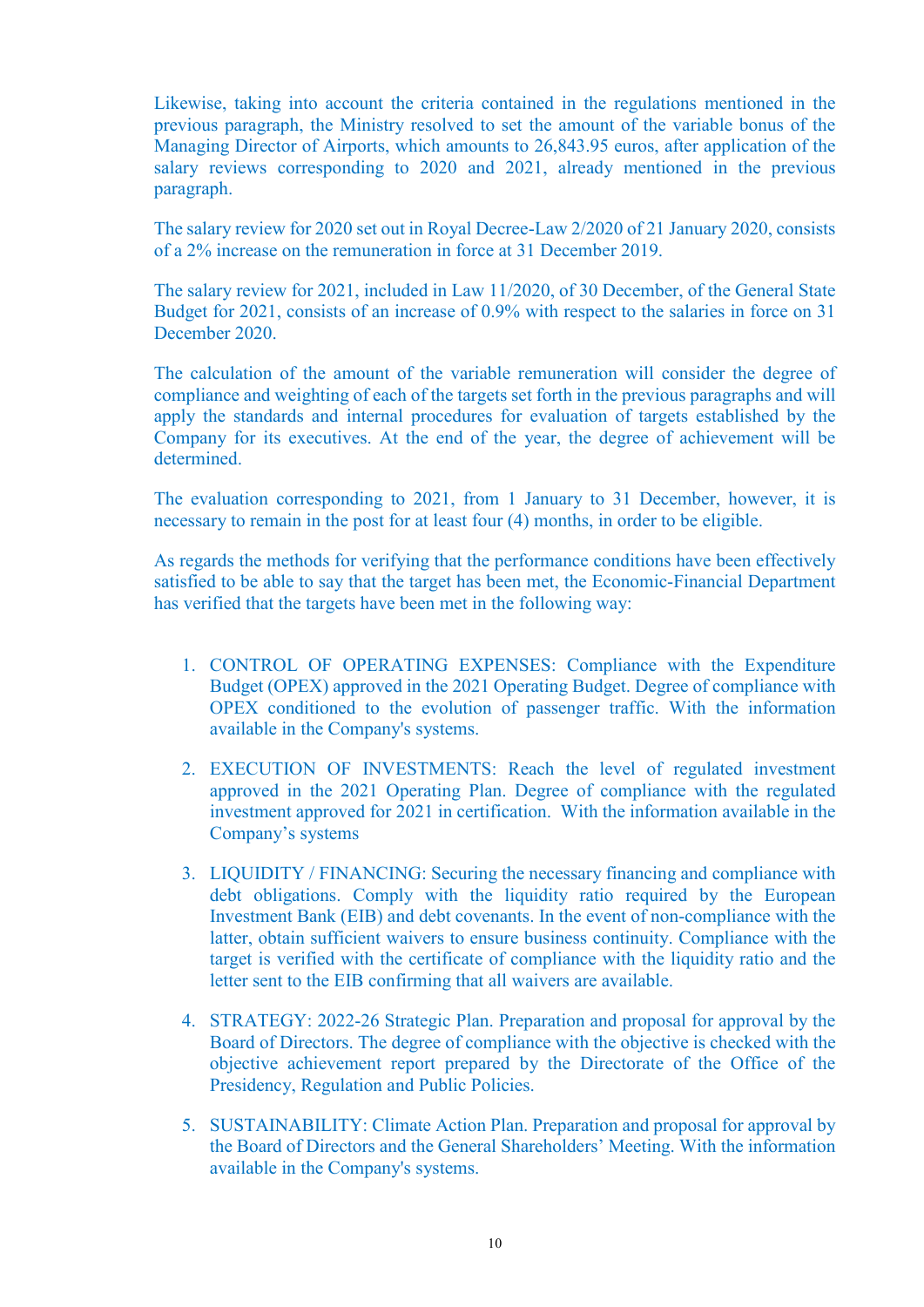Likewise, taking into account the criteria contained in the regulations mentioned in the previous paragraph, the Ministry resolved to set the amount of the variable bonus of the Managing Director of Airports, which amounts to 26,843.95 euros, after application of the salary reviews corresponding to 2020 and 2021, already mentioned in the previous paragraph.

The salary review for 2020 set out in Royal Decree-Law 2/2020 of 21 January 2020, consists of a 2% increase on the remuneration in force at 31 December 2019.

The salary review for 2021, included in Law 11/2020, of 30 December, of the General State Budget for 2021, consists of an increase of 0.9% with respect to the salaries in force on 31 December 2020.

The calculation of the amount of the variable remuneration will consider the degree of compliance and weighting of each of the targets set forth in the previous paragraphs and will apply the standards and internal procedures for evaluation of targets established by the Company for its executives. At the end of the year, the degree of achievement will be determined.

The evaluation corresponding to 2021, from 1 January to 31 December, however, it is necessary to remain in the post for at least four (4) months, in order to be eligible.

As regards the methods for verifying that the performance conditions have been effectively satisfied to be able to say that the target has been met, the Economic-Financial Department has verified that the targets have been met in the following way:

1. CONTROL OF OPERATING EXPENSES: Compliance with the Expenditure Budget (OPEX) approved in the 2021 Operating Budget. Degree of compliance with OPEX conditioned to the evolution of passenger traffic. With the information available in the Company's systems.
2. EXECUTION OF INVESTMENTS: Reach the level of regulated investment approved in the 2021 Operating Plan. Degree of compliance with the regulated investment approved for 2021 in certification. With the information available in the Company's systems
3. LIQUIDITY / FINANCING: Securing the necessary financing and compliance with debt obligations. Comply with the liquidity ratio required by the European Investment Bank (EIB) and debt covenants. In the event of non-compliance with the latter, obtain sufficient waivers to ensure business continuity. Compliance with the target is verified with the certificate of compliance with the liquidity ratio and the letter sent to the EIB confirming that all waivers are available.
4. STRATEGY: 2022-26 Strategic Plan. Preparation and proposal for approval by the Board of Directors. The degree of compliance with the objective is checked with the objective achievement report prepared by the Directorate of the Office of the Presidency, Regulation and Public Policies.
5. SUSTAINABILITY: Climate Action Plan. Preparation and proposal for approval by the Board of Directors and the General Shareholders' Meeting. With the information available in the Company's systems.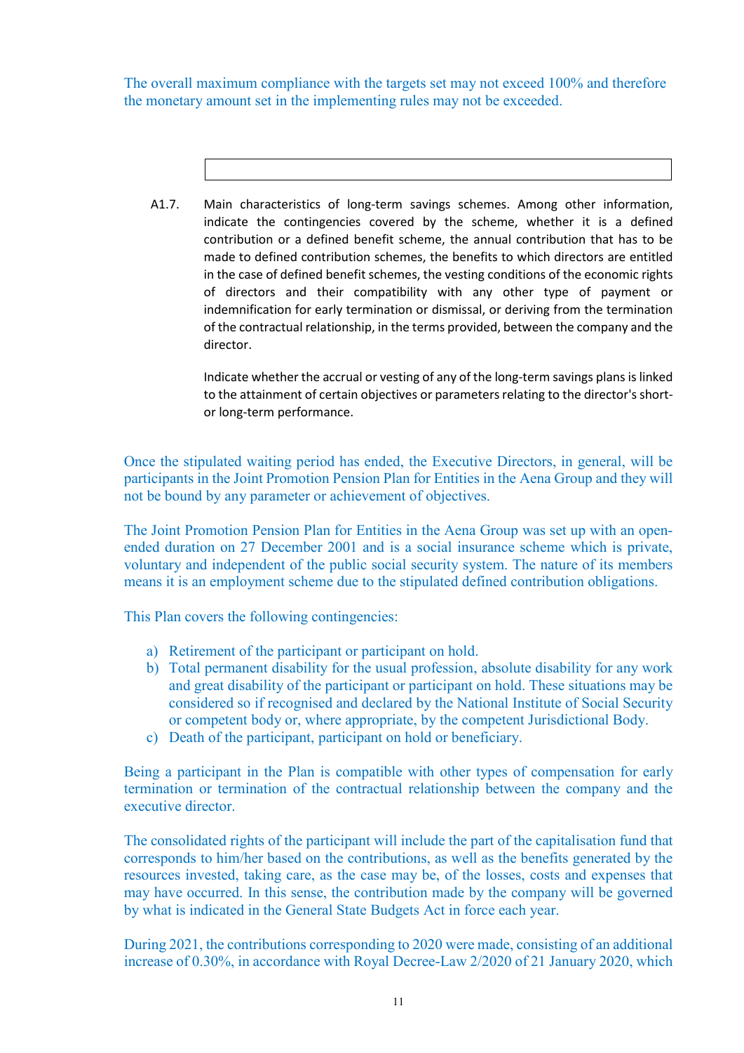The overall maximum compliance with the targets set may not exceed 100% and therefore the monetary amount set in the implementing rules may not be exceeded.

A1.7. Main characteristics of long-term savings schemes. Among other information, indicate the contingencies covered by the scheme, whether it is a defined contribution or a defined benefit scheme, the annual contribution that has to be made to defined contribution schemes, the benefits to which directors are entitled in the case of defined benefit schemes, the vesting conditions of the economic rights of directors and their compatibility with any other type of payment or indemnification for early termination or dismissal, or deriving from the termination of the contractual relationship, in the terms provided, between the company and the director.

Indicate whether the accrual or vesting of any of the long-term savings plans is linked to the attainment of certain objectives or parameters relating to the director's short- or long-term performance.

Once the stipulated waiting period has ended, the Executive Directors, in general, will be participants in the Joint Promotion Pension Plan for Entities in the Aena Group and they will not be bound by any parameter or achievement of objectives.

The Joint Promotion Pension Plan for Entities in the Aena Group was set up with an open-ended duration on 27 December 2001 and is a social insurance scheme which is private, voluntary and independent of the public social security system. The nature of its members means it is an employment scheme due to the stipulated defined contribution obligations.

This Plan covers the following contingencies:

a) Retirement of the participant or participant on hold.
b) Total permanent disability for the usual profession, absolute disability for any work and great disability of the participant or participant on hold. These situations may be considered so if recognised and declared by the National Institute of Social Security or competent body or, where appropriate, by the competent Jurisdictional Body.
c) Death of the participant, participant on hold or beneficiary.

Being a participant in the Plan is compatible with other types of compensation for early termination or termination of the contractual relationship between the company and the executive director.

The consolidated rights of the participant will include the part of the capitalisation fund that corresponds to him/her based on the contributions, as well as the benefits generated by the resources invested, taking care, as the case may be, of the losses, costs and expenses that may have occurred. In this sense, the contribution made by the company will be governed by what is indicated in the General State Budgets Act in force each year.

During 2021, the contributions corresponding to 2020 were made, consisting of an additional increase of 0.30%, in accordance with Royal Decree-Law 2/2020 of 21 January 2020, which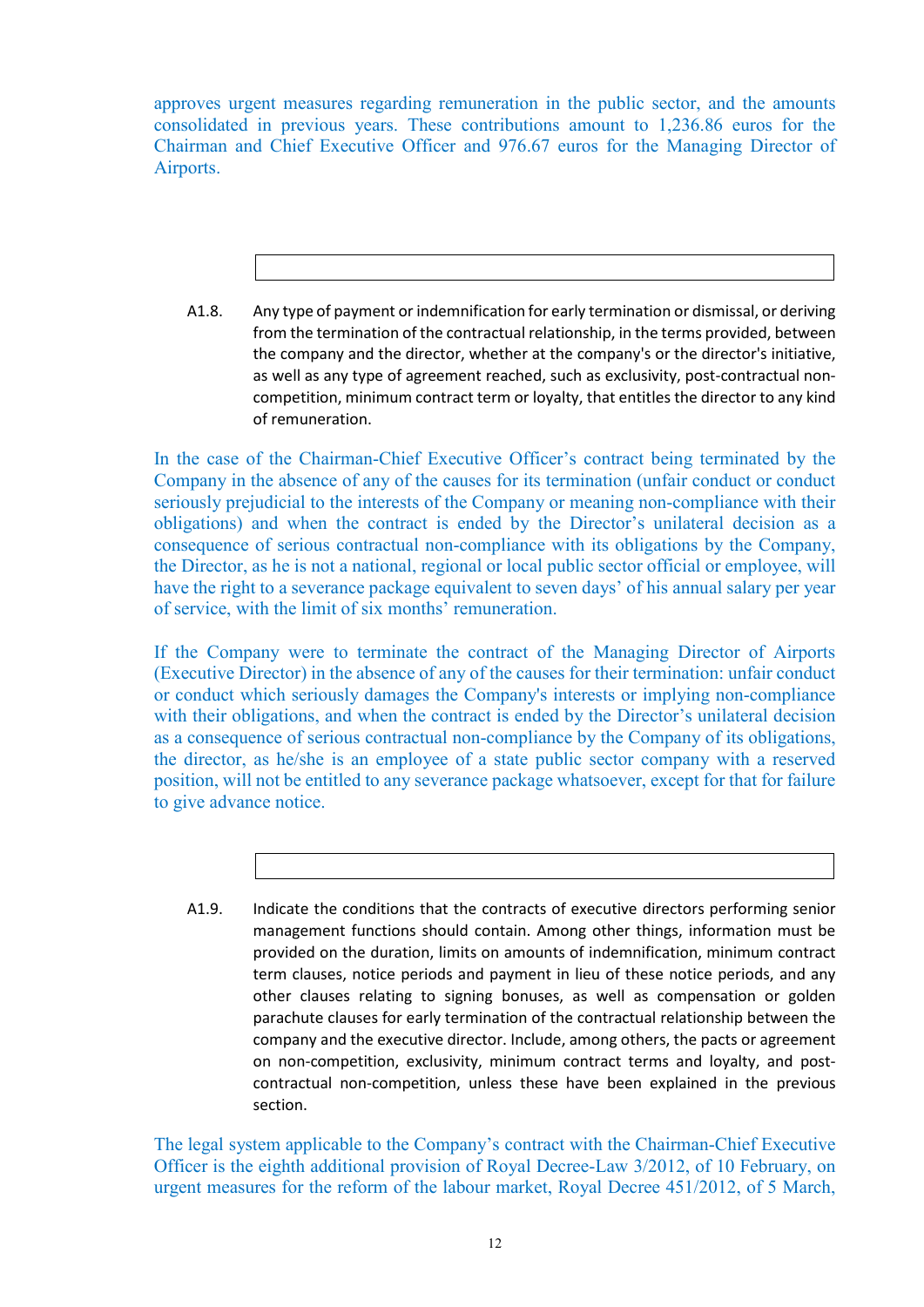approves urgent measures regarding remuneration in the public sector, and the amounts consolidated in previous years. These contributions amount to 1,236.86 euros for the Chairman and Chief Executive Officer and 976.67 euros for the Managing Director of Airports.

A1.8. Any type of payment or indemnification for early termination or dismissal, or deriving from the termination of the contractual relationship, in the terms provided, between the company and the director, whether at the company's or the director's initiative, as well as any type of agreement reached, such as exclusivity, post-contractual non-competition, minimum contract term or loyalty, that entitles the director to any kind of remuneration.

In the case of the Chairman-Chief Executive Officer's contract being terminated by the Company in the absence of any of the causes for its termination (unfair conduct or conduct seriously prejudicial to the interests of the Company or meaning non-compliance with their obligations) and when the contract is ended by the Director's unilateral decision as a consequence of serious contractual non-compliance with its obligations by the Company, the Director, as he is not a national, regional or local public sector official or employee, will have the right to a severance package equivalent to seven days' of his annual salary per year of service, with the limit of six months' remuneration.

If the Company were to terminate the contract of the Managing Director of Airports (Executive Director) in the absence of any of the causes for their termination: unfair conduct or conduct which seriously damages the Company's interests or implying non-compliance with their obligations, and when the contract is ended by the Director's unilateral decision as a consequence of serious contractual non-compliance by the Company of its obligations, the director, as he/she is an employee of a state public sector company with a reserved position, will not be entitled to any severance package whatsoever, except for that for failure to give advance notice.

A1.9. Indicate the conditions that the contracts of executive directors performing senior management functions should contain. Among other things, information must be provided on the duration, limits on amounts of indemnification, minimum contract term clauses, notice periods and payment in lieu of these notice periods, and any other clauses relating to signing bonuses, as well as compensation or golden parachute clauses for early termination of the contractual relationship between the company and the executive director. Include, among others, the pacts or agreement on non-competition, exclusivity, minimum contract terms and loyalty, and post-contractual non-competition, unless these have been explained in the previous section.

The legal system applicable to the Company's contract with the Chairman-Chief Executive Officer is the eighth additional provision of Royal Decree-Law 3/2012, of 10 February, on urgent measures for the reform of the labour market, Royal Decree 451/2012, of 5 March,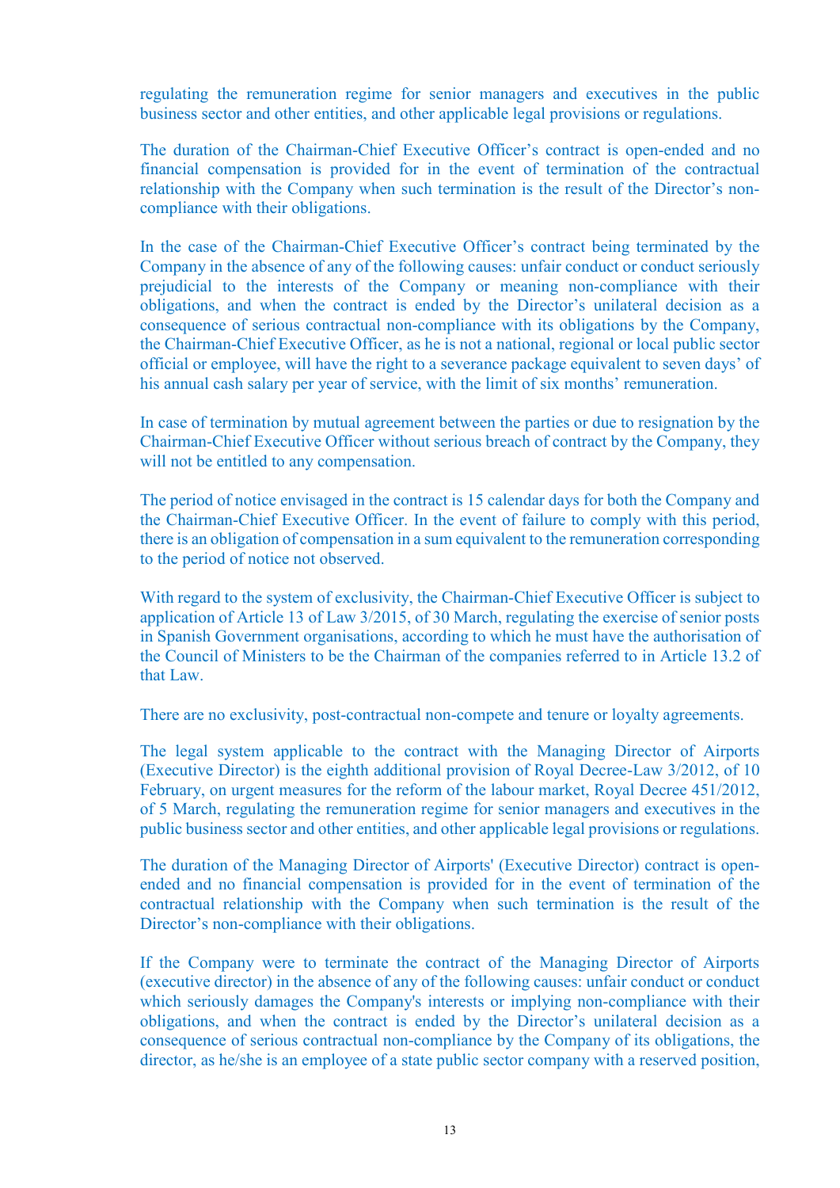regulating the remuneration regime for senior managers and executives in the public business sector and other entities, and other applicable legal provisions or regulations.

The duration of the Chairman-Chief Executive Officer's contract is open-ended and no financial compensation is provided for in the event of termination of the contractual relationship with the Company when such termination is the result of the Director's non-compliance with their obligations.

In the case of the Chairman-Chief Executive Officer's contract being terminated by the Company in the absence of any of the following causes: unfair conduct or conduct seriously prejudicial to the interests of the Company or meaning non-compliance with their obligations, and when the contract is ended by the Director's unilateral decision as a consequence of serious contractual non-compliance with its obligations by the Company, the Chairman-Chief Executive Officer, as he is not a national, regional or local public sector official or employee, will have the right to a severance package equivalent to seven days' of his annual cash salary per year of service, with the limit of six months' remuneration.

In case of termination by mutual agreement between the parties or due to resignation by the Chairman-Chief Executive Officer without serious breach of contract by the Company, they will not be entitled to any compensation.

The period of notice envisaged in the contract is 15 calendar days for both the Company and the Chairman-Chief Executive Officer. In the event of failure to comply with this period, there is an obligation of compensation in a sum equivalent to the remuneration corresponding to the period of notice not observed.

With regard to the system of exclusivity, the Chairman-Chief Executive Officer is subject to application of Article 13 of Law 3/2015, of 30 March, regulating the exercise of senior posts in Spanish Government organisations, according to which he must have the authorisation of the Council of Ministers to be the Chairman of the companies referred to in Article 13.2 of that Law.

There are no exclusivity, post-contractual non-compete and tenure or loyalty agreements.

The legal system applicable to the contract with the Managing Director of Airports (Executive Director) is the eighth additional provision of Royal Decree-Law 3/2012, of 10 February, on urgent measures for the reform of the labour market, Royal Decree 451/2012, of 5 March, regulating the remuneration regime for senior managers and executives in the public business sector and other entities, and other applicable legal provisions or regulations.

The duration of the Managing Director of Airports' (Executive Director) contract is open-ended and no financial compensation is provided for in the event of termination of the contractual relationship with the Company when such termination is the result of the Director's non-compliance with their obligations.

If the Company were to terminate the contract of the Managing Director of Airports (executive director) in the absence of any of the following causes: unfair conduct or conduct which seriously damages the Company's interests or implying non-compliance with their obligations, and when the contract is ended by the Director's unilateral decision as a consequence of serious contractual non-compliance by the Company of its obligations, the director, as he/she is an employee of a state public sector company with a reserved position,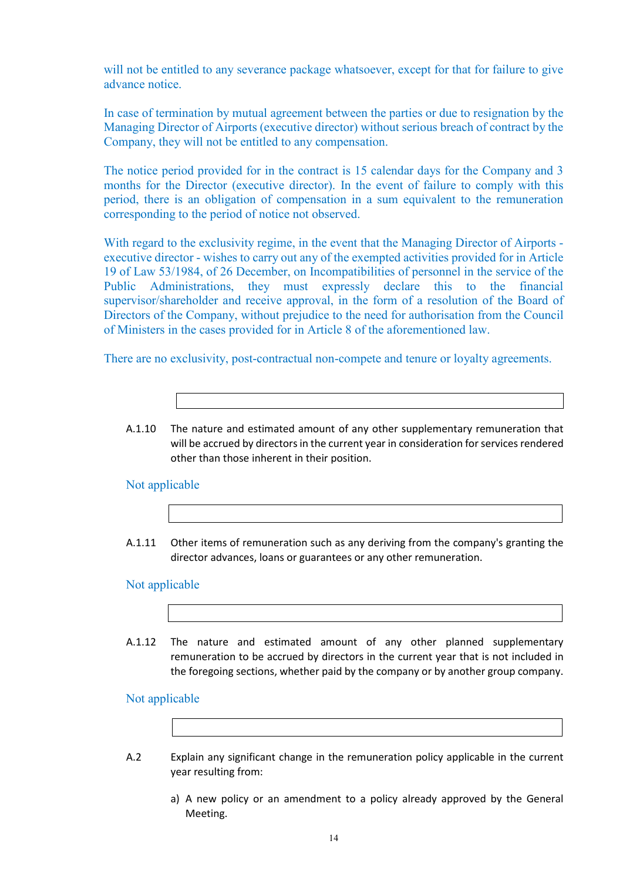will not be entitled to any severance package whatsoever, except for that for failure to give advance notice.

In case of termination by mutual agreement between the parties or due to resignation by the Managing Director of Airports (executive director) without serious breach of contract by the Company, they will not be entitled to any compensation.

The notice period provided for in the contract is 15 calendar days for the Company and 3 months for the Director (executive director). In the event of failure to comply with this period, there is an obligation of compensation in a sum equivalent to the remuneration corresponding to the period of notice not observed.

With regard to the exclusivity regime, in the event that the Managing Director of Airports - executive director - wishes to carry out any of the exempted activities provided for in Article 19 of Law 53/1984, of 26 December, on Incompatibilities of personnel in the service of the Public Administrations, they must expressly declare this to the financial supervisor/shareholder and receive approval, in the form of a resolution of the Board of Directors of the Company, without prejudice to the need for authorisation from the Council of Ministers in the cases provided for in Article 8 of the aforementioned law.

There are no exclusivity, post-contractual non-compete and tenure or loyalty agreements.

A.1.10 The nature and estimated amount of any other supplementary remuneration that will be accrued by directors in the current year in consideration for services rendered other than those inherent in their position.

Not applicable

A.1.11 Other items of remuneration such as any deriving from the company's granting the director advances, loans or guarantees or any other remuneration.

Not applicable

A.1.12 The nature and estimated amount of any other planned supplementary remuneration to be accrued by directors in the current year that is not included in the foregoing sections, whether paid by the company or by another group company.

Not applicable

A.2 Explain any significant change in the remuneration policy applicable in the current year resulting from:

a) A new policy or an amendment to a policy already approved by the General Meeting.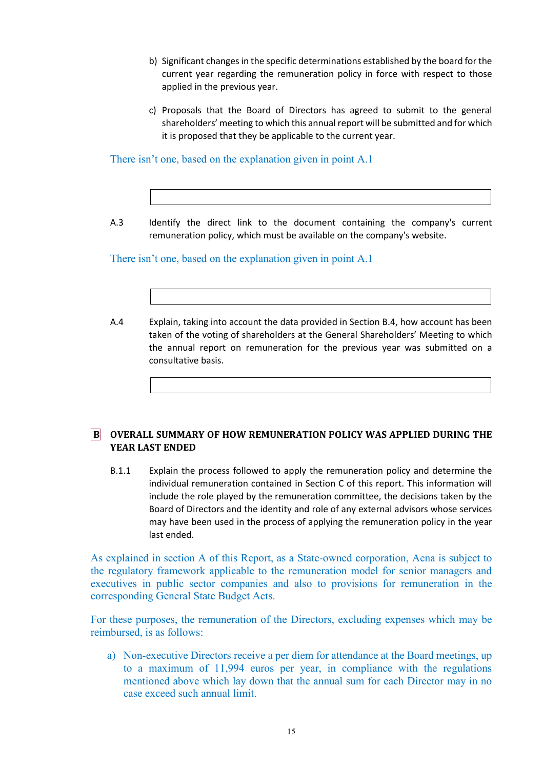b) Significant changes in the specific determinations established by the board for the current year regarding the remuneration policy in force with respect to those applied in the previous year.

c) Proposals that the Board of Directors has agreed to submit to the general shareholders' meeting to which this annual report will be submitted and for which it is proposed that they be applicable to the current year.

There isn't one, based on the explanation given in point A.1

A.3 Identify the direct link to the document containing the company's current remuneration policy, which must be available on the company's website.

There isn't one, based on the explanation given in point A.1

A.4 Explain, taking into account the data provided in Section B.4, how account has been taken of the voting of shareholders at the General Shareholders' Meeting to which the annual report on remuneration for the previous year was submitted on a consultative basis.

## B OVERALL SUMMARY OF HOW REMUNERATION POLICY WAS APPLIED DURING THE YEAR LAST ENDED

B.1.1 Explain the process followed to apply the remuneration policy and determine the individual remuneration contained in Section C of this report. This information will include the role played by the remuneration committee, the decisions taken by the Board of Directors and the identity and role of any external advisors whose services may have been used in the process of applying the remuneration policy in the year last ended.

As explained in section A of this Report, as a State-owned corporation, Aena is subject to the regulatory framework applicable to the remuneration model for senior managers and executives in public sector companies and also to provisions for remuneration in the corresponding General State Budget Acts.

For these purposes, the remuneration of the Directors, excluding expenses which may be reimbursed, is as follows:

a) Non-executive Directors receive a per diem for attendance at the Board meetings, up to a maximum of 11,994 euros per year, in compliance with the regulations mentioned above which lay down that the annual sum for each Director may in no case exceed such annual limit.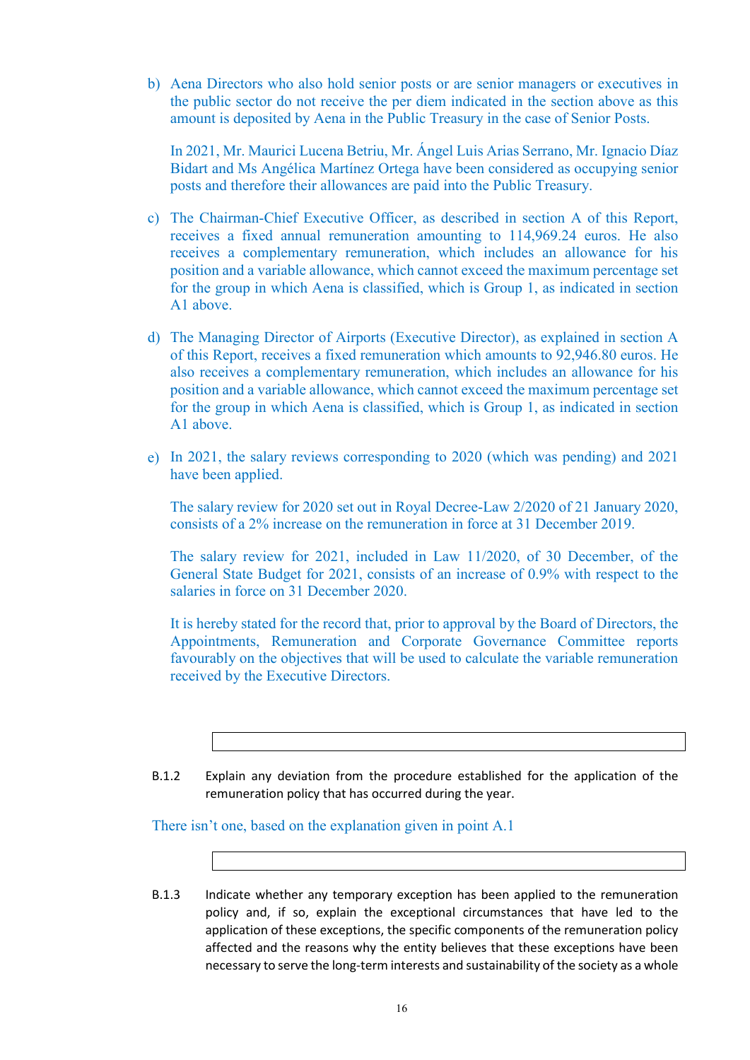b) Aena Directors who also hold senior posts or are senior managers or executives in the public sector do not receive the per diem indicated in the section above as this amount is deposited by Aena in the Public Treasury in the case of Senior Posts.

   In 2021, Mr. Maurici Lucena Betriu, Mr. Ángel Luis Arias Serrano, Mr. Ignacio Díaz Bidart and Ms Angélica Martínez Ortega have been considered as occupying senior posts and therefore their allowances are paid into the Public Treasury.

c) The Chairman-Chief Executive Officer, as described in section A of this Report, receives a fixed annual remuneration amounting to 114,969.24 euros. He also receives a complementary remuneration, which includes an allowance for his position and a variable allowance, which cannot exceed the maximum percentage set for the group in which Aena is classified, which is Group 1, as indicated in section A1 above.

d) The Managing Director of Airports (Executive Director), as explained in section A of this Report, receives a fixed remuneration which amounts to 92,946.80 euros. He also receives a complementary remuneration, which includes an allowance for his position and a variable allowance, which cannot exceed the maximum percentage set for the group in which Aena is classified, which is Group 1, as indicated in section A1 above.

e) In 2021, the salary reviews corresponding to 2020 (which was pending) and 2021 have been applied.

   The salary review for 2020 set out in Royal Decree-Law 2/2020 of 21 January 2020, consists of a 2% increase on the remuneration in force at 31 December 2019.

   The salary review for 2021, included in Law 11/2020, of 30 December, of the General State Budget for 2021, consists of an increase of 0.9% with respect to the salaries in force on 31 December 2020.

   It is hereby stated for the record that, prior to approval by the Board of Directors, the Appointments, Remuneration and Corporate Governance Committee reports favourably on the objectives that will be used to calculate the variable remuneration received by the Executive Directors.

B.1.2 Explain any deviation from the procedure established for the application of the remuneration policy that has occurred during the year.

There isn't one, based on the explanation given in point A.1

B.1.3 Indicate whether any temporary exception has been applied to the remuneration policy and, if so, explain the exceptional circumstances that have led to the application of these exceptions, the specific components of the remuneration policy affected and the reasons why the entity believes that these exceptions have been necessary to serve the long-term interests and sustainability of the society as a whole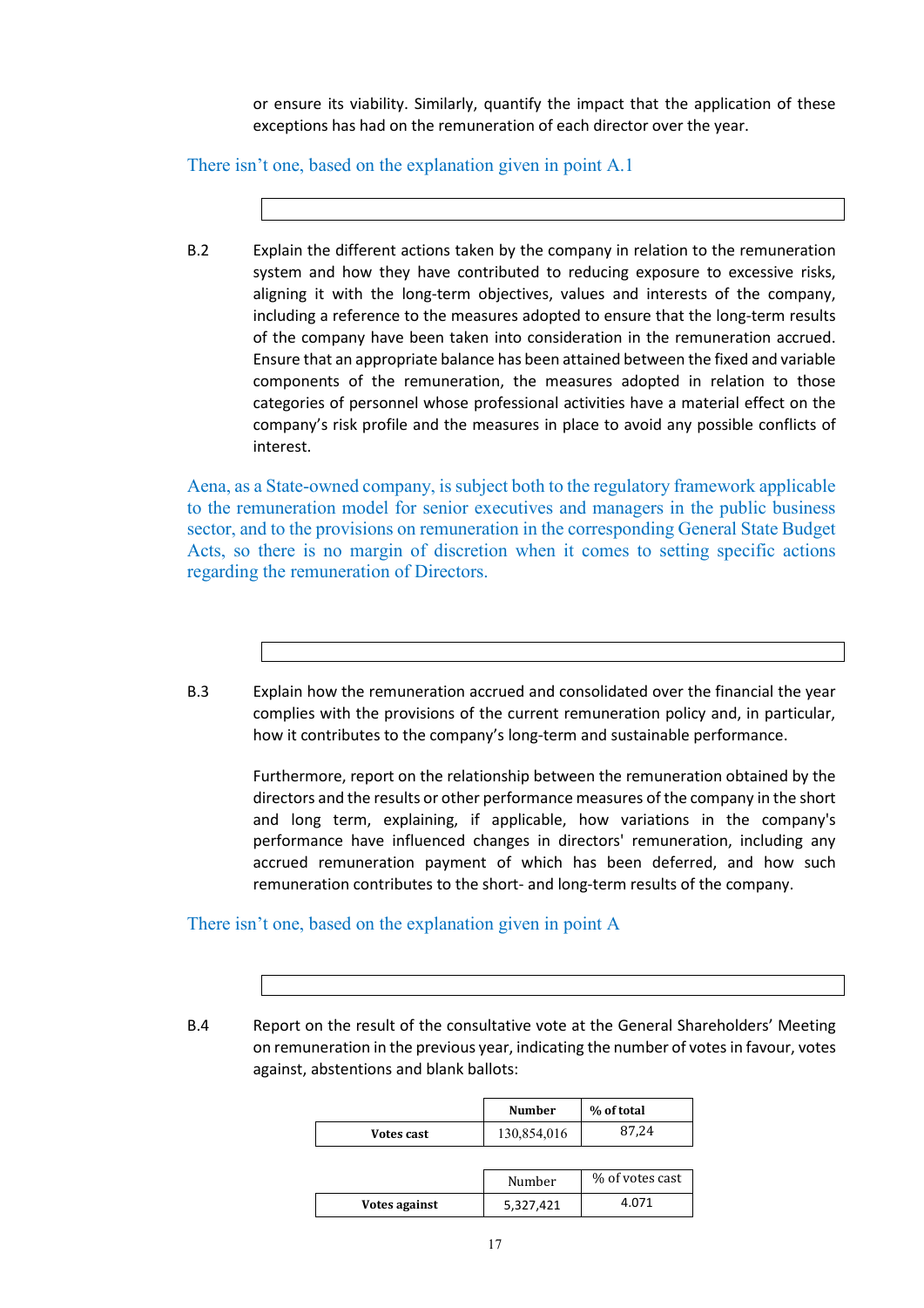or ensure its viability. Similarly, quantify the impact that the application of these exceptions has had on the remuneration of each director over the year.

There isn't one, based on the explanation given in point A.1

B.2 Explain the different actions taken by the company in relation to the remuneration system and how they have contributed to reducing exposure to excessive risks, aligning it with the long-term objectives, values and interests of the company, including a reference to the measures adopted to ensure that the long-term results of the company have been taken into consideration in the remuneration accrued. Ensure that an appropriate balance has been attained between the fixed and variable components of the remuneration, the measures adopted in relation to those categories of personnel whose professional activities have a material effect on the company's risk profile and the measures in place to avoid any possible conflicts of interest.

Aena, as a State-owned company, is subject both to the regulatory framework applicable to the remuneration model for senior executives and managers in the public business sector, and to the provisions on remuneration in the corresponding General State Budget Acts, so there is no margin of discretion when it comes to setting specific actions regarding the remuneration of Directors.

B.3 Explain how the remuneration accrued and consolidated over the financial the year complies with the provisions of the current remuneration policy and, in particular, how it contributes to the company's long-term and sustainable performance.

Furthermore, report on the relationship between the remuneration obtained by the directors and the results or other performance measures of the company in the short and long term, explaining, if applicable, how variations in the company's performance have influenced changes in directors' remuneration, including any accrued remuneration payment of which has been deferred, and how such remuneration contributes to the short- and long-term results of the company.

There isn't one, based on the explanation given in point A

B.4 Report on the result of the consultative vote at the General Shareholders' Meeting on remuneration in the previous year, indicating the number of votes in favour, votes against, abstentions and blank ballots:

| | **Number** | **% of total** |
|---|---|---|
| **Votes cast** | 130,854,016 | 87,24 |

| | Number | % of votes cast |
|---|---|---|
| **Votes against** | 5,327,421 | 4.071 |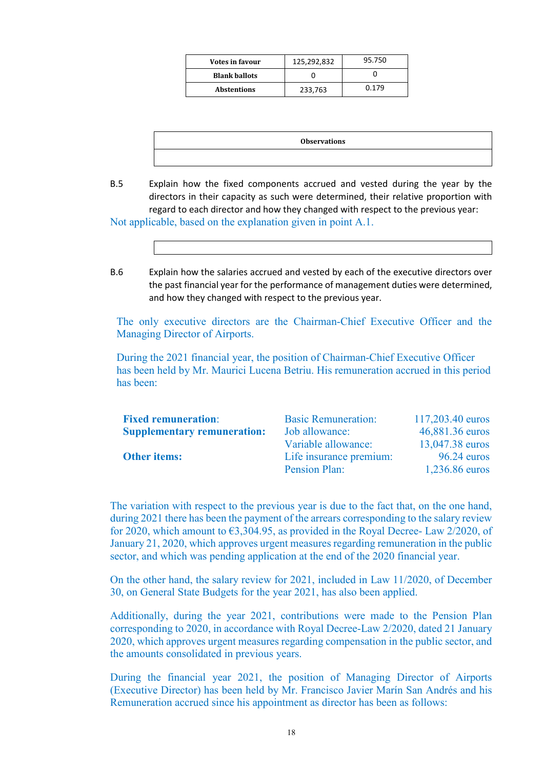| | | |
|---|---|---|
| **Votes in favour** | 125,292,832 | 95.750 |
| **Blank ballots** | 0 | 0 |
| **Abstentions** | 233,763 | 0.179 |

| **Observations** |
|---|
| |

B.5 Explain how the fixed components accrued and vested during the year by the directors in their capacity as such were determined, their relative proportion with regard to each director and how they changed with respect to the previous year:

Not applicable, based on the explanation given in point A.1.

| |
|---|
| |

B.6 Explain how the salaries accrued and vested by each of the executive directors over the past financial year for the performance of management duties were determined, and how they changed with respect to the previous year.

The only executive directors are the Chairman-Chief Executive Officer and the Managing Director of Airports.

During the 2021 financial year, the position of Chairman-Chief Executive Officer has been held by Mr. Maurici Lucena Betriu. His remuneration accrued in this period has been:

| | | |
|---|---|---|
| **Fixed remuneration**: | Basic Remuneration: | 117,203.40 euros |
| **Supplementary remuneration:** | Job allowance: | 46,881.36 euros |
| | Variable allowance: | 13,047.38 euros |
| **Other items:** | Life insurance premium: | 96.24 euros |
| | Pension Plan: | 1,236.86 euros |

The variation with respect to the previous year is due to the fact that, on the one hand, during 2021 there has been the payment of the arrears corresponding to the salary review for 2020, which amount to €3,304.95, as provided in the Royal Decree- Law 2/2020, of January 21, 2020, which approves urgent measures regarding remuneration in the public sector, and which was pending application at the end of the 2020 financial year.

On the other hand, the salary review for 2021, included in Law 11/2020, of December 30, on General State Budgets for the year 2021, has also been applied.

Additionally, during the year 2021, contributions were made to the Pension Plan corresponding to 2020, in accordance with Royal Decree-Law 2/2020, dated 21 January 2020, which approves urgent measures regarding compensation in the public sector, and the amounts consolidated in previous years.

During the financial year 2021, the position of Managing Director of Airports (Executive Director) has been held by Mr. Francisco Javier Marín San Andrés and his Remuneration accrued since his appointment as director has been as follows: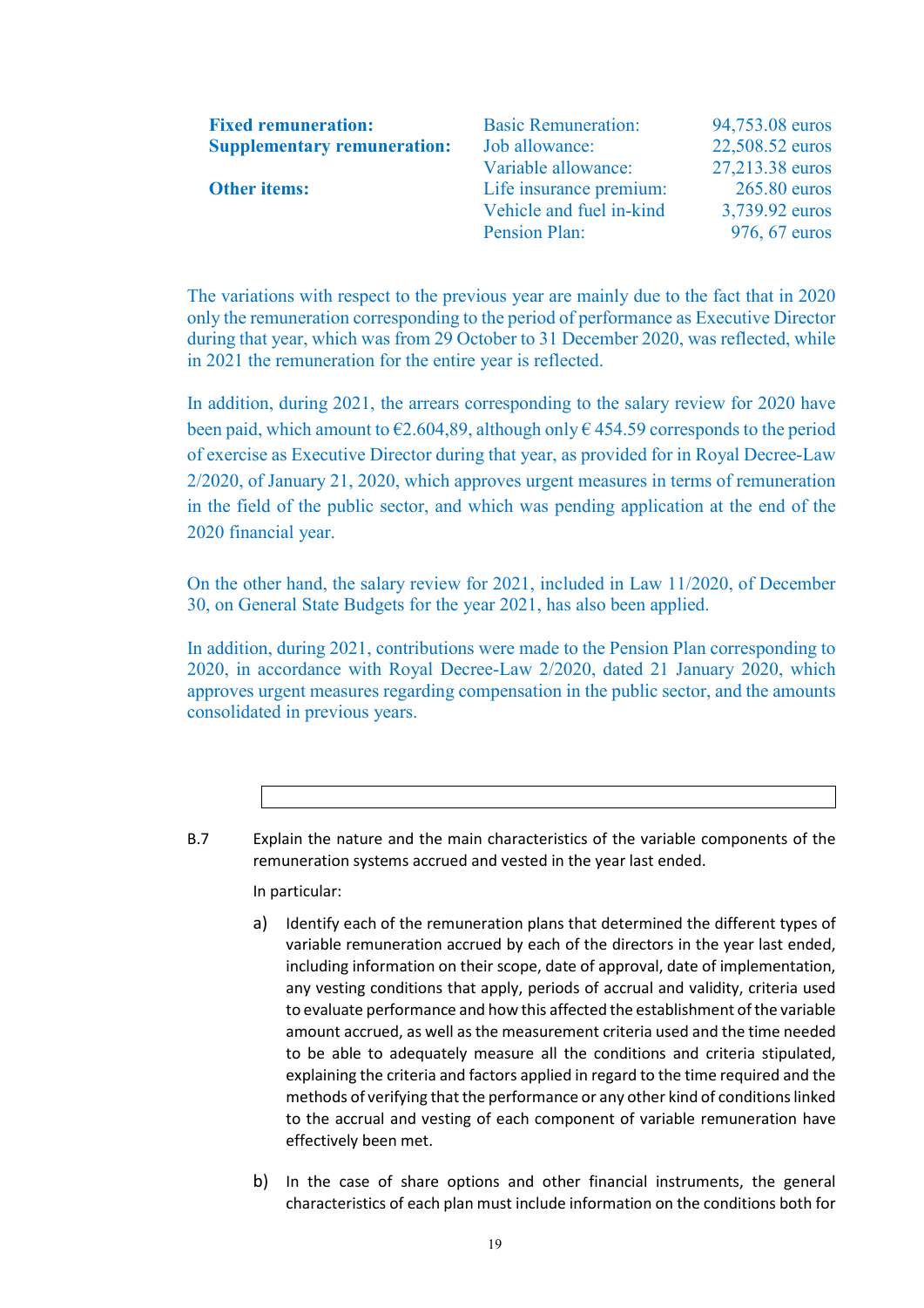| | | |
|---|---|---|
| **Fixed remuneration:** | Basic Remuneration: | 94,753.08 euros |
| **Supplementary remuneration:** | Job allowance: | 22,508.52 euros |
| | Variable allowance: | 27,213.38 euros |
| **Other items:** | Life insurance premium: | 265.80 euros |
| | Vehicle and fuel in-kind | 3,739.92 euros |
| | Pension Plan: | 976, 67 euros |

The variations with respect to the previous year are mainly due to the fact that in 2020 only the remuneration corresponding to the period of performance as Executive Director during that year, which was from 29 October to 31 December 2020, was reflected, while in 2021 the remuneration for the entire year is reflected.

In addition, during 2021, the arrears corresponding to the salary review for 2020 have been paid, which amount to €2.604,89, although only € 454.59 corresponds to the period of exercise as Executive Director during that year, as provided for in Royal Decree-Law 2/2020, of January 21, 2020, which approves urgent measures in terms of remuneration in the field of the public sector, and which was pending application at the end of the 2020 financial year.

On the other hand, the salary review for 2021, included in Law 11/2020, of December 30, on General State Budgets for the year 2021, has also been applied.

In addition, during 2021, contributions were made to the Pension Plan corresponding to 2020, in accordance with Royal Decree-Law 2/2020, dated 21 January 2020, which approves urgent measures regarding compensation in the public sector, and the amounts consolidated in previous years.

B.7 Explain the nature and the main characteristics of the variable components of the remuneration systems accrued and vested in the year last ended.

In particular:

a) Identify each of the remuneration plans that determined the different types of variable remuneration accrued by each of the directors in the year last ended, including information on their scope, date of approval, date of implementation, any vesting conditions that apply, periods of accrual and validity, criteria used to evaluate performance and how this affected the establishment of the variable amount accrued, as well as the measurement criteria used and the time needed to be able to adequately measure all the conditions and criteria stipulated, explaining the criteria and factors applied in regard to the time required and the methods of verifying that the performance or any other kind of conditions linked to the accrual and vesting of each component of variable remuneration have effectively been met.

b) In the case of share options and other financial instruments, the general characteristics of each plan must include information on the conditions both for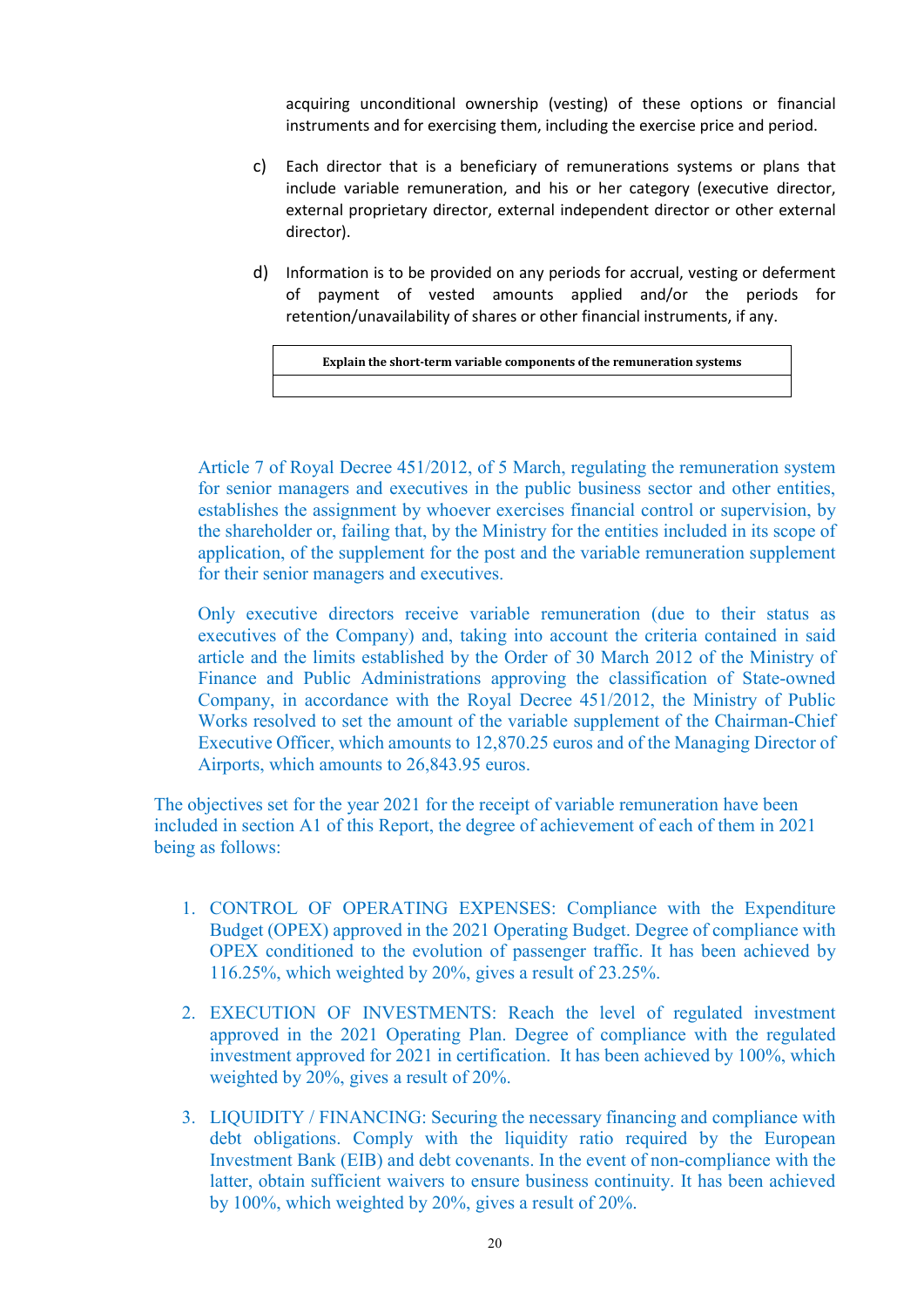acquiring unconditional ownership (vesting) of these options or financial instruments and for exercising them, including the exercise price and period.

c) Each director that is a beneficiary of remunerations systems or plans that include variable remuneration, and his or her category (executive director, external proprietary director, external independent director or other external director).

d) Information is to be provided on any periods for accrual, vesting or deferment of payment of vested amounts applied and/or the periods for retention/unavailability of shares or other financial instruments, if any.

| Explain the short-term variable components of the remuneration systems |
|---|
| |

Article 7 of Royal Decree 451/2012, of 5 March, regulating the remuneration system for senior managers and executives in the public business sector and other entities, establishes the assignment by whoever exercises financial control or supervision, by the shareholder or, failing that, by the Ministry for the entities included in its scope of application, of the supplement for the post and the variable remuneration supplement for their senior managers and executives.

Only executive directors receive variable remuneration (due to their status as executives of the Company) and, taking into account the criteria contained in said article and the limits established by the Order of 30 March 2012 of the Ministry of Finance and Public Administrations approving the classification of State-owned Company, in accordance with the Royal Decree 451/2012, the Ministry of Public Works resolved to set the amount of the variable supplement of the Chairman-Chief Executive Officer, which amounts to 12,870.25 euros and of the Managing Director of Airports, which amounts to 26,843.95 euros.

The objectives set for the year 2021 for the receipt of variable remuneration have been included in section A1 of this Report, the degree of achievement of each of them in 2021 being as follows:

1. CONTROL OF OPERATING EXPENSES: Compliance with the Expenditure Budget (OPEX) approved in the 2021 Operating Budget. Degree of compliance with OPEX conditioned to the evolution of passenger traffic. It has been achieved by 116.25%, which weighted by 20%, gives a result of 23.25%.

2. EXECUTION OF INVESTMENTS: Reach the level of regulated investment approved in the 2021 Operating Plan. Degree of compliance with the regulated investment approved for 2021 in certification. It has been achieved by 100%, which weighted by 20%, gives a result of 20%.

3. LIQUIDITY / FINANCING: Securing the necessary financing and compliance with debt obligations. Comply with the liquidity ratio required by the European Investment Bank (EIB) and debt covenants. In the event of non-compliance with the latter, obtain sufficient waivers to ensure business continuity. It has been achieved by 100%, which weighted by 20%, gives a result of 20%.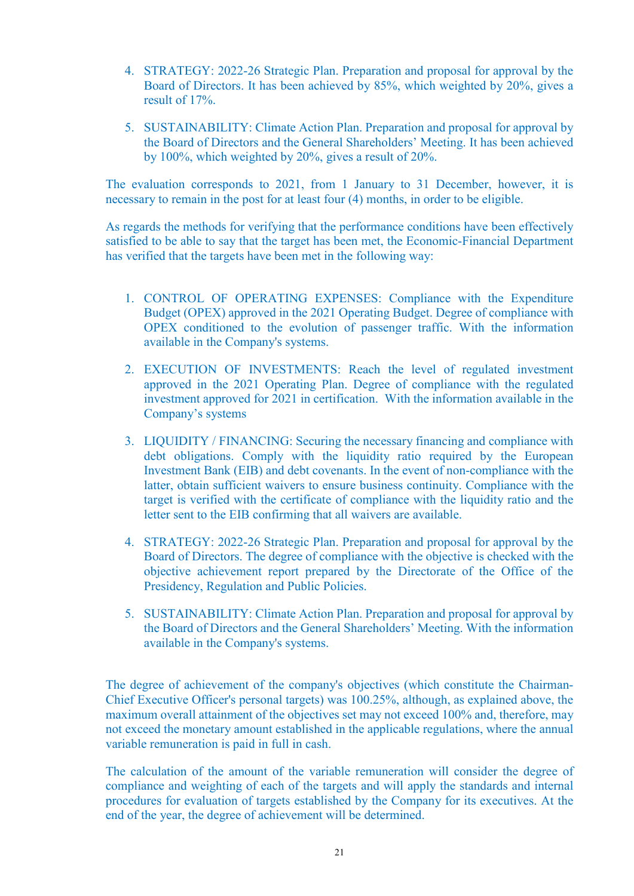4. STRATEGY: 2022-26 Strategic Plan. Preparation and proposal for approval by the Board of Directors. It has been achieved by 85%, which weighted by 20%, gives a result of 17%.

5. SUSTAINABILITY: Climate Action Plan. Preparation and proposal for approval by the Board of Directors and the General Shareholders' Meeting. It has been achieved by 100%, which weighted by 20%, gives a result of 20%.

The evaluation corresponds to 2021, from 1 January to 31 December, however, it is necessary to remain in the post for at least four (4) months, in order to be eligible.

As regards the methods for verifying that the performance conditions have been effectively satisfied to be able to say that the target has been met, the Economic-Financial Department has verified that the targets have been met in the following way:

1. CONTROL OF OPERATING EXPENSES: Compliance with the Expenditure Budget (OPEX) approved in the 2021 Operating Budget. Degree of compliance with OPEX conditioned to the evolution of passenger traffic. With the information available in the Company's systems.

2. EXECUTION OF INVESTMENTS: Reach the level of regulated investment approved in the 2021 Operating Plan. Degree of compliance with the regulated investment approved for 2021 in certification. With the information available in the Company's systems

3. LIQUIDITY / FINANCING: Securing the necessary financing and compliance with debt obligations. Comply with the liquidity ratio required by the European Investment Bank (EIB) and debt covenants. In the event of non-compliance with the latter, obtain sufficient waivers to ensure business continuity. Compliance with the target is verified with the certificate of compliance with the liquidity ratio and the letter sent to the EIB confirming that all waivers are available.

4. STRATEGY: 2022-26 Strategic Plan. Preparation and proposal for approval by the Board of Directors. The degree of compliance with the objective is checked with the objective achievement report prepared by the Directorate of the Office of the Presidency, Regulation and Public Policies.

5. SUSTAINABILITY: Climate Action Plan. Preparation and proposal for approval by the Board of Directors and the General Shareholders' Meeting. With the information available in the Company's systems.

The degree of achievement of the company's objectives (which constitute the Chairman-Chief Executive Officer's personal targets) was 100.25%, although, as explained above, the maximum overall attainment of the objectives set may not exceed 100% and, therefore, may not exceed the monetary amount established in the applicable regulations, where the annual variable remuneration is paid in full in cash.

The calculation of the amount of the variable remuneration will consider the degree of compliance and weighting of each of the targets and will apply the standards and internal procedures for evaluation of targets established by the Company for its executives. At the end of the year, the degree of achievement will be determined.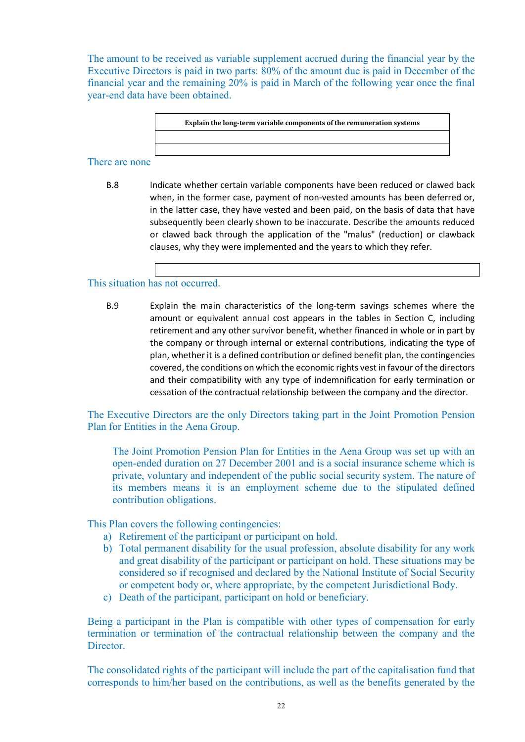The amount to be received as variable supplement accrued during the financial year by the Executive Directors is paid in two parts: 80% of the amount due is paid in December of the financial year and the remaining 20% is paid in March of the following year once the final year-end data have been obtained.

| **Explain the long-term variable components of the remuneration systems** |
|---|
| |
| |

There are none

B.8 Indicate whether certain variable components have been reduced or clawed back when, in the former case, payment of non-vested amounts has been deferred or, in the latter case, they have vested and been paid, on the basis of data that have subsequently been clearly shown to be inaccurate. Describe the amounts reduced or clawed back through the application of the "malus" (reduction) or clawback clauses, why they were implemented and the years to which they refer.

This situation has not occurred.

B.9 Explain the main characteristics of the long-term savings schemes where the amount or equivalent annual cost appears in the tables in Section C, including retirement and any other survivor benefit, whether financed in whole or in part by the company or through internal or external contributions, indicating the type of plan, whether it is a defined contribution or defined benefit plan, the contingencies covered, the conditions on which the economic rights vest in favour of the directors and their compatibility with any type of indemnification for early termination or cessation of the contractual relationship between the company and the director.

The Executive Directors are the only Directors taking part in the Joint Promotion Pension Plan for Entities in the Aena Group.

The Joint Promotion Pension Plan for Entities in the Aena Group was set up with an open-ended duration on 27 December 2001 and is a social insurance scheme which is private, voluntary and independent of the public social security system. The nature of its members means it is an employment scheme due to the stipulated defined contribution obligations.

This Plan covers the following contingencies:

a) Retirement of the participant or participant on hold.
b) Total permanent disability for the usual profession, absolute disability for any work and great disability of the participant or participant on hold. These situations may be considered so if recognised and declared by the National Institute of Social Security or competent body or, where appropriate, by the competent Jurisdictional Body.
c) Death of the participant, participant on hold or beneficiary.

Being a participant in the Plan is compatible with other types of compensation for early termination or termination of the contractual relationship between the company and the Director.

The consolidated rights of the participant will include the part of the capitalisation fund that corresponds to him/her based on the contributions, as well as the benefits generated by the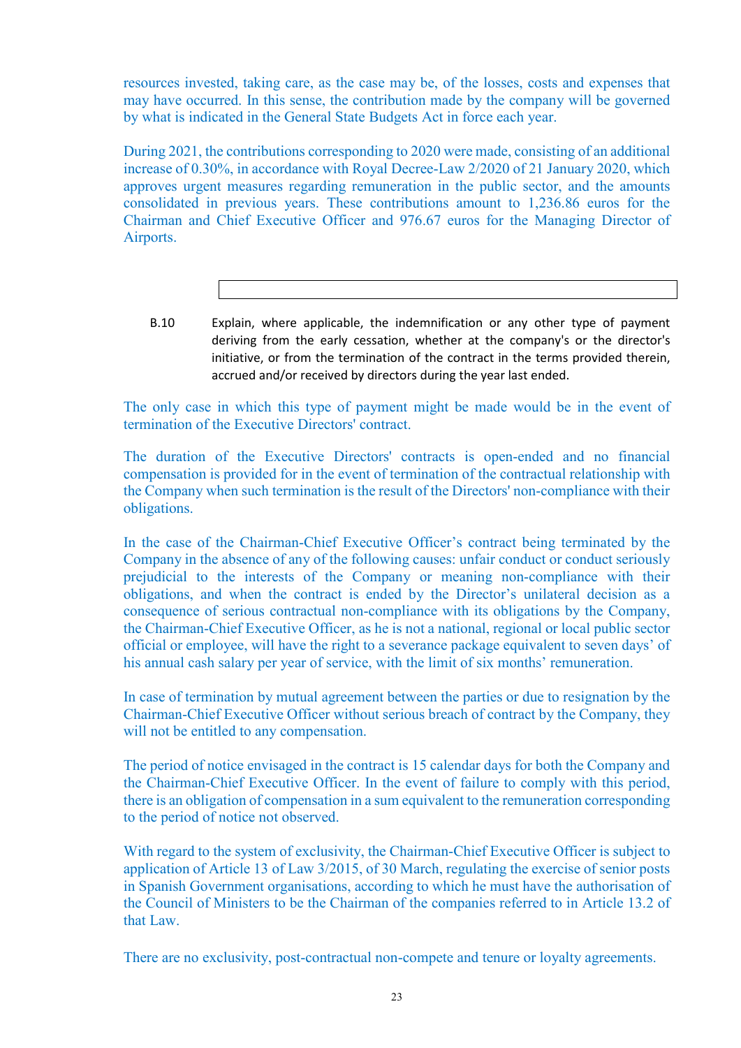resources invested, taking care, as the case may be, of the losses, costs and expenses that may have occurred. In this sense, the contribution made by the company will be governed by what is indicated in the General State Budgets Act in force each year.

During 2021, the contributions corresponding to 2020 were made, consisting of an additional increase of 0.30%, in accordance with Royal Decree-Law 2/2020 of 21 January 2020, which approves urgent measures regarding remuneration in the public sector, and the amounts consolidated in previous years. These contributions amount to 1,236.86 euros for the Chairman and Chief Executive Officer and 976.67 euros for the Managing Director of Airports.

B.10 Explain, where applicable, the indemnification or any other type of payment deriving from the early cessation, whether at the company's or the director's initiative, or from the termination of the contract in the terms provided therein, accrued and/or received by directors during the year last ended.

The only case in which this type of payment might be made would be in the event of termination of the Executive Directors' contract.

The duration of the Executive Directors' contracts is open-ended and no financial compensation is provided for in the event of termination of the contractual relationship with the Company when such termination is the result of the Directors' non-compliance with their obligations.

In the case of the Chairman-Chief Executive Officer's contract being terminated by the Company in the absence of any of the following causes: unfair conduct or conduct seriously prejudicial to the interests of the Company or meaning non-compliance with their obligations, and when the contract is ended by the Director's unilateral decision as a consequence of serious contractual non-compliance with its obligations by the Company, the Chairman-Chief Executive Officer, as he is not a national, regional or local public sector official or employee, will have the right to a severance package equivalent to seven days' of his annual cash salary per year of service, with the limit of six months' remuneration.

In case of termination by mutual agreement between the parties or due to resignation by the Chairman-Chief Executive Officer without serious breach of contract by the Company, they will not be entitled to any compensation.

The period of notice envisaged in the contract is 15 calendar days for both the Company and the Chairman-Chief Executive Officer. In the event of failure to comply with this period, there is an obligation of compensation in a sum equivalent to the remuneration corresponding to the period of notice not observed.

With regard to the system of exclusivity, the Chairman-Chief Executive Officer is subject to application of Article 13 of Law 3/2015, of 30 March, regulating the exercise of senior posts in Spanish Government organisations, according to which he must have the authorisation of the Council of Ministers to be the Chairman of the companies referred to in Article 13.2 of that Law.

There are no exclusivity, post-contractual non-compete and tenure or loyalty agreements.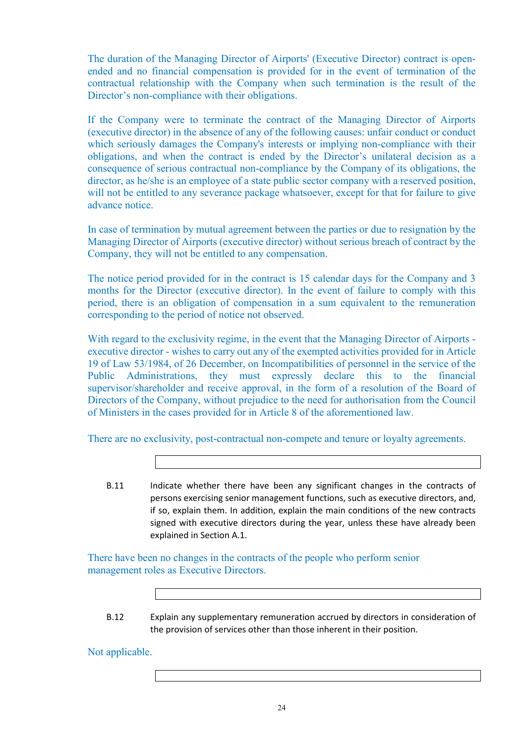The duration of the Managing Director of Airports' (Executive Director) contract is open-ended and no financial compensation is provided for in the event of termination of the contractual relationship with the Company when such termination is the result of the Director's non-compliance with their obligations.

If the Company were to terminate the contract of the Managing Director of Airports (executive director) in the absence of any of the following causes: unfair conduct or conduct which seriously damages the Company's interests or implying non-compliance with their obligations, and when the contract is ended by the Director's unilateral decision as a consequence of serious contractual non-compliance by the Company of its obligations, the director, as he/she is an employee of a state public sector company with a reserved position, will not be entitled to any severance package whatsoever, except for that for failure to give advance notice.

In case of termination by mutual agreement between the parties or due to resignation by the Managing Director of Airports (executive director) without serious breach of contract by the Company, they will not be entitled to any compensation.

The notice period provided for in the contract is 15 calendar days for the Company and 3 months for the Director (executive director). In the event of failure to comply with this period, there is an obligation of compensation in a sum equivalent to the remuneration corresponding to the period of notice not observed.

With regard to the exclusivity regime, in the event that the Managing Director of Airports - executive director - wishes to carry out any of the exempted activities provided for in Article 19 of Law 53/1984, of 26 December, on Incompatibilities of personnel in the service of the Public Administrations, they must expressly declare this to the financial supervisor/shareholder and receive approval, in the form of a resolution of the Board of Directors of the Company, without prejudice to the need for authorisation from the Council of Ministers in the cases provided for in Article 8 of the aforementioned law.

There are no exclusivity, post-contractual non-compete and tenure or loyalty agreements.

B.11 Indicate whether there have been any significant changes in the contracts of persons exercising senior management functions, such as executive directors, and, if so, explain them. In addition, explain the main conditions of the new contracts signed with executive directors during the year, unless these have already been explained in Section A.1.

There have been no changes in the contracts of the people who perform senior management roles as Executive Directors.

B.12 Explain any supplementary remuneration accrued by directors in consideration of the provision of services other than those inherent in their position.

Not applicable.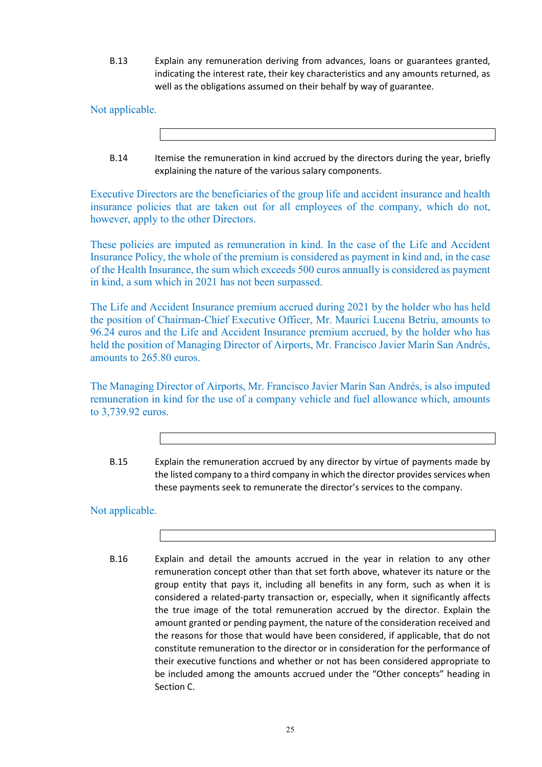B.13 Explain any remuneration deriving from advances, loans or guarantees granted, indicating the interest rate, their key characteristics and any amounts returned, as well as the obligations assumed on their behalf by way of guarantee.

Not applicable.

B.14 Itemise the remuneration in kind accrued by the directors during the year, briefly explaining the nature of the various salary components.

Executive Directors are the beneficiaries of the group life and accident insurance and health insurance policies that are taken out for all employees of the company, which do not, however, apply to the other Directors.

These policies are imputed as remuneration in kind. In the case of the Life and Accident Insurance Policy, the whole of the premium is considered as payment in kind and, in the case of the Health Insurance, the sum which exceeds 500 euros annually is considered as payment in kind, a sum which in 2021 has not been surpassed.

The Life and Accident Insurance premium accrued during 2021 by the holder who has held the position of Chairman-Chief Executive Officer, Mr. Maurici Lucena Betriu, amounts to 96.24 euros and the Life and Accident Insurance premium accrued, by the holder who has held the position of Managing Director of Airports, Mr. Francisco Javier Marín San Andrés, amounts to 265.80 euros.

The Managing Director of Airports, Mr. Francisco Javier Marín San Andrés, is also imputed remuneration in kind for the use of a company vehicle and fuel allowance which, amounts to 3,739.92 euros.

B.15 Explain the remuneration accrued by any director by virtue of payments made by the listed company to a third company in which the director provides services when these payments seek to remunerate the director's services to the company.

Not applicable.

B.16 Explain and detail the amounts accrued in the year in relation to any other remuneration concept other than that set forth above, whatever its nature or the group entity that pays it, including all benefits in any form, such as when it is considered a related-party transaction or, especially, when it significantly affects the true image of the total remuneration accrued by the director. Explain the amount granted or pending payment, the nature of the consideration received and the reasons for those that would have been considered, if applicable, that do not constitute remuneration to the director or in consideration for the performance of their executive functions and whether or not has been considered appropriate to be included among the amounts accrued under the "Other concepts" heading in Section C.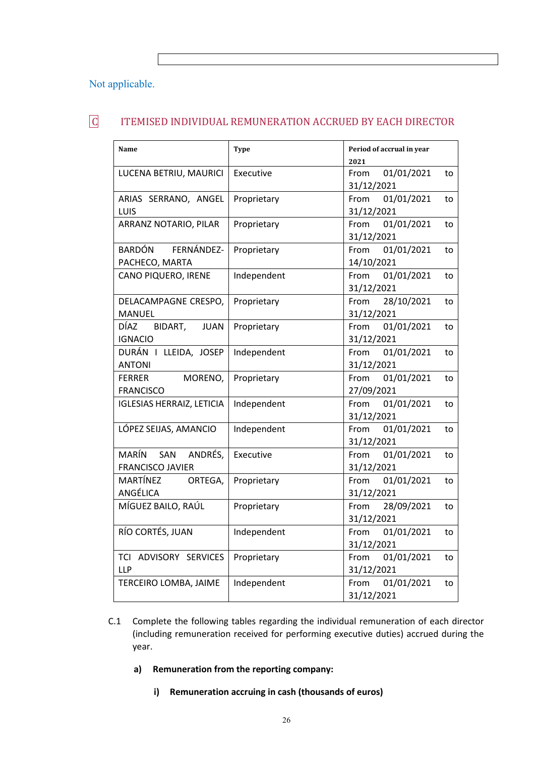Not applicable.

## C ITEMISED INDIVIDUAL REMUNERATION ACCRUED BY EACH DIRECTOR

| Name | Type | Period of accrual in year 2021 |
|---|---|---|
| LUCENA BETRIU, MAURICI | Executive | From 01/01/2021 to 31/12/2021 |
| ARIAS SERRANO, ANGEL LUIS | Proprietary | From 01/01/2021 to 31/12/2021 |
| ARRANZ NOTARIO, PILAR | Proprietary | From 01/01/2021 to 31/12/2021 |
| BARDÓN FERNÁNDEZ-PACHECO, MARTA | Proprietary | From 01/01/2021 to 14/10/2021 |
| CANO PIQUERO, IRENE | Independent | From 01/01/2021 to 31/12/2021 |
| DELACAMPAGNE CRESPO, MANUEL | Proprietary | From 28/10/2021 to 31/12/2021 |
| DÍAZ BIDART, JUAN IGNACIO | Proprietary | From 01/01/2021 to 31/12/2021 |
| DURÁN I LLEIDA, JOSEP ANTONI | Independent | From 01/01/2021 to 31/12/2021 |
| FERRER MORENO, FRANCISCO | Proprietary | From 01/01/2021 to 27/09/2021 |
| IGLESIAS HERRAIZ, LETICIA | Independent | From 01/01/2021 to 31/12/2021 |
| LÓPEZ SEIJAS, AMANCIO | Independent | From 01/01/2021 to 31/12/2021 |
| MARÍN SAN ANDRÉS, FRANCISCO JAVIER | Executive | From 01/01/2021 to 31/12/2021 |
| MARTÍNEZ ORTEGA, ANGÉLICA | Proprietary | From 01/01/2021 to 31/12/2021 |
| MÍGUEZ BAILO, RAÚL | Proprietary | From 28/09/2021 to 31/12/2021 |
| RÍO CORTÉS, JUAN | Independent | From 01/01/2021 to 31/12/2021 |
| TCI ADVISORY SERVICES LLP | Proprietary | From 01/01/2021 to 31/12/2021 |
| TERCEIRO LOMBA, JAIME | Independent | From 01/01/2021 to 31/12/2021 |

C.1 Complete the following tables regarding the individual remuneration of each director (including remuneration received for performing executive duties) accrued during the year.

**a) Remuneration from the reporting company:**

**i) Remuneration accruing in cash (thousands of euros)**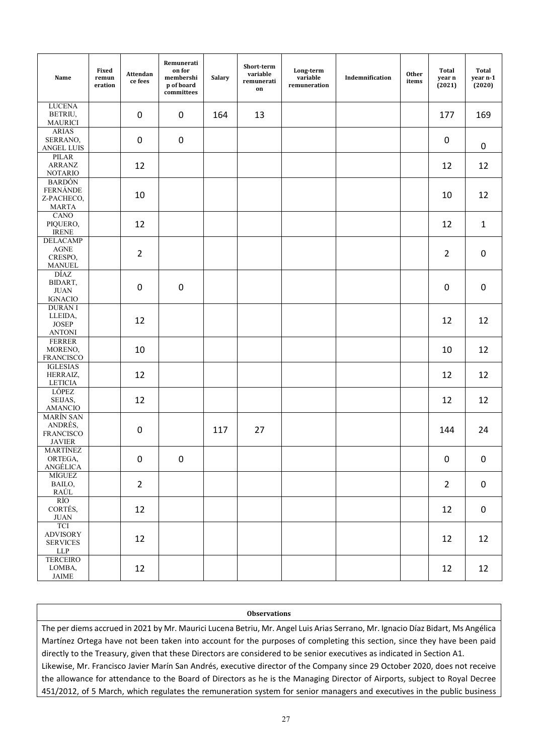| Name | Fixed remuneration | Attendance fees | Remuneration for membership of board committees | Salary | Short-term variable remuneration | Long-term variable remuneration | Indemnification | Other items | Total year n (2021) | Total year n-1 (2020) |
|---|---|---|---|---|---|---|---|---|---|---|
| LUCENA BETRIU, MAURICI | | 0 | 0 | 164 | 13 | | | | 177 | 169 |
| ARIAS SERRANO, ANGEL LUIS | | 0 | 0 | | | | | | 0 | 0 |
| PILAR ARRANZ NOTARIO | | 12 | | | | | | | 12 | 12 |
| BARDÓN FERNÁNDEZ-PACHECO, MARTA | | 10 | | | | | | | 10 | 12 |
| CANO PIQUERO, IRENE | | 12 | | | | | | | 12 | 1 |
| DELACAMPAGNE CRESPO, MANUEL | | 2 | | | | | | | 2 | 0 |
| DÍAZ BIDART, JUAN IGNACIO | | 0 | 0 | | | | | | 0 | 0 |
| DURÁN I LLEIDA, JOSEP ANTONI | | 12 | | | | | | | 12 | 12 |
| FERRER MORENO, FRANCISCO | | 10 | | | | | | | 10 | 12 |
| IGLESIAS HERRAIZ, LETICIA | | 12 | | | | | | | 12 | 12 |
| LÓPEZ SEIJAS, AMANCIO | | 12 | | | | | | | 12 | 12 |
| MARÍN SAN ANDRÉS, FRANCISCO JAVIER | | 0 | | 117 | 27 | | | | 144 | 24 |
| MARTÍNEZ ORTEGA, ANGÉLICA | | 0 | 0 | | | | | | 0 | 0 |
| MÍGUEZ BAILO, RAÚL | | 2 | | | | | | | 2 | 0 |
| RÍO CORTÉS, JUAN | | 12 | | | | | | | 12 | 0 |
| TCI ADVISORY SERVICES LLP | | 12 | | | | | | | 12 | 12 |
| TERCEIRO LOMBA, JAIME | | 12 | | | | | | | 12 | 12 |

| Observations |
|---|
| The per diems accrued in 2021 by Mr. Maurici Lucena Betriu, Mr. Angel Luis Arias Serrano, Mr. Ignacio Díaz Bidart, Ms Angélica Martínez Ortega have not been taken into account for the purposes of completing this section, since they have been paid directly to the Treasury, given that these Directors are considered to be senior executives as indicated in Section A1.<br>Likewise, Mr. Francisco Javier Marín San Andrés, executive director of the Company since 29 October 2020, does not receive the allowance for attendance to the Board of Directors as he is the Managing Director of Airports, subject to Royal Decree 451/2012, of 5 March, which regulates the remuneration system for senior managers and executives in the public business |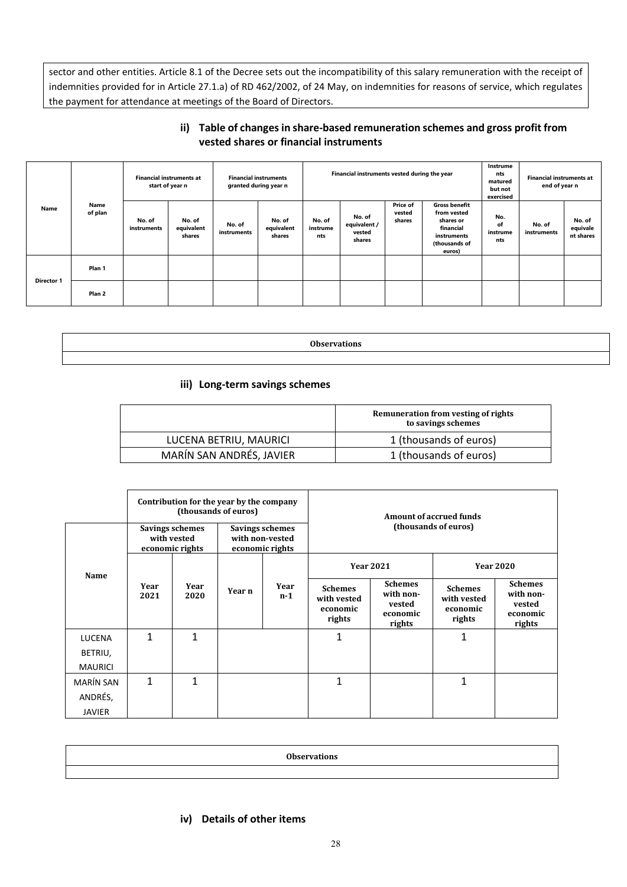sector and other entities. Article 8.1 of the Decree sets out the incompatibility of this salary remuneration with the receipt of indemnities provided for in Article 27.1.a) of RD 462/2002, of 24 May, on indemnities for reasons of service, which regulates the payment for attendance at meetings of the Board of Directors.

### ii) Table of changes in share-based remuneration schemes and gross profit from vested shares or financial instruments

| Name | Name of plan | Financial instruments at start of year n | | Financial instruments granted during year n | | Financial instruments vested during the year | | | | Instruments matured but not exercised | Financial instruments at end of year n | |
|---|---|---|---|---|---|---|---|---|---|---|---|---|
| | | No. of instruments | No. of equivalent shares | No. of instruments | No. of equivalent shares | No. of instruments | No. of equivalent / vested shares | Price of vested shares | Gross benefit from vested shares or financial instruments (thousands of euros) | No. of instruments | No. of instruments | No. of equivalent shares |
| Director 1 | Plan 1 | | | | | | | | | | | |
| | Plan 2 | | | | | | | | | | | |

| Observations |
|---|
| |

### iii) Long-term savings schemes

| | Remuneration from vesting of rights to savings schemes |
|---|---|
| LUCENA BETRIU, MAURICI | 1 (thousands of euros) |
| MARÍN SAN ANDRÉS, JAVIER | 1 (thousands of euros) |

| Name | Contribution for the year by the company (thousands of euros) | | | | Amount of accrued funds (thousands of euros) | | | |
|---|---|---|---|---|---|---|---|---|
| | Savings schemes with vested economic rights | | Savings schemes with non-vested economic rights | | Year 2021 | | Year 2020 | |
| | Year 2021 | Year 2020 | Year n | Year n-1 | Schemes with vested economic rights | Schemes with non-vested economic rights | Schemes with vested economic rights | Schemes with non-vested economic rights |
| LUCENA BETRIU, MAURICI | 1 | 1 | | | 1 | | 1 | |
| MARÍN SAN ANDRÉS, JAVIER | 1 | 1 | | | 1 | | 1 | |

| Observations |
|---|
| |

### iv) Details of other items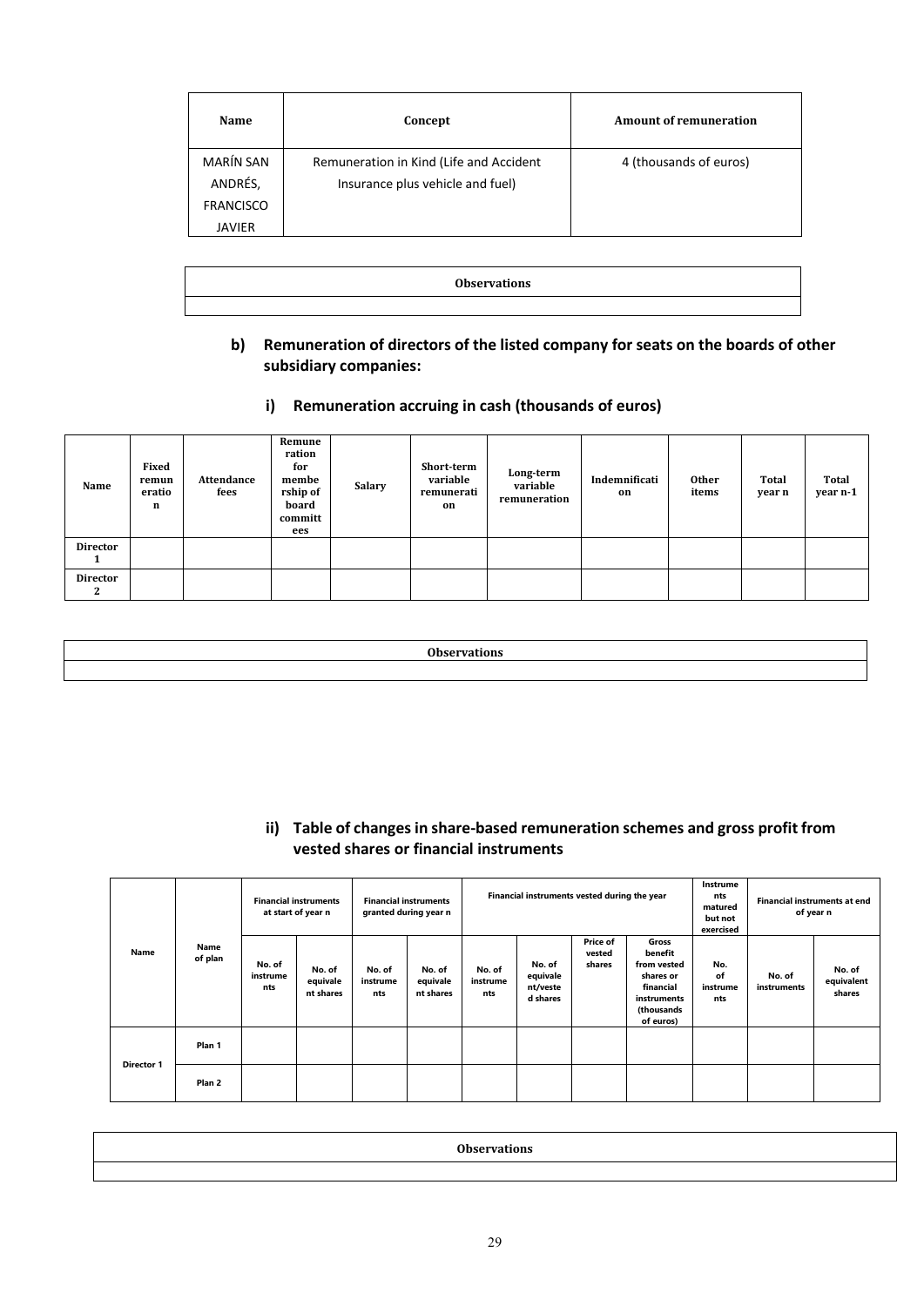| Name | Concept | Amount of remuneration |
|---|---|---|
| MARÍN SAN ANDRÉS, FRANCISCO JAVIER | Remuneration in Kind (Life and Accident Insurance plus vehicle and fuel) | 4 (thousands of euros) |

| Observations |
|---|
| |

**b) Remuneration of directors of the listed company for seats on the boards of other subsidiary companies:**

**i) Remuneration accruing in cash (thousands of euros)**

| Name | Fixed remuneration | Attendance fees | Remuneration for membership of board committees | Salary | Short-term variable remuneration | Long-term variable remuneration | Indemnification | Other items | Total year n | Total year n-1 |
|---|---|---|---|---|---|---|---|---|---|---|
| Director 1 | | | | | | | | | | |
| Director 2 | | | | | | | | | | |

| Observations |
|---|
| |

**ii) Table of changes in share-based remuneration schemes and gross profit from vested shares or financial instruments**

| Name | Name of plan | Financial instruments at start of year n | | Financial instruments granted during year n | | Financial instruments vested during the year | | | | Instruments matured but not exercised | Financial instruments at end of year n | |
|---|---|---|---|---|---|---|---|---|---|---|---|---|
| | | No. of instruments | No. of equivalent shares | No. of instruments | No. of equivalent shares | No. of instruments | No. of equivalent/vested shares | Price of vested shares | Gross benefit from vested shares or financial instruments (thousands of euros) | No. of instruments | No. of instruments | No. of equivalent shares |
| Director 1 | Plan 1 | | | | | | | | | | | |
| | Plan 2 | | | | | | | | | | | |

| Observations |
|---|
| |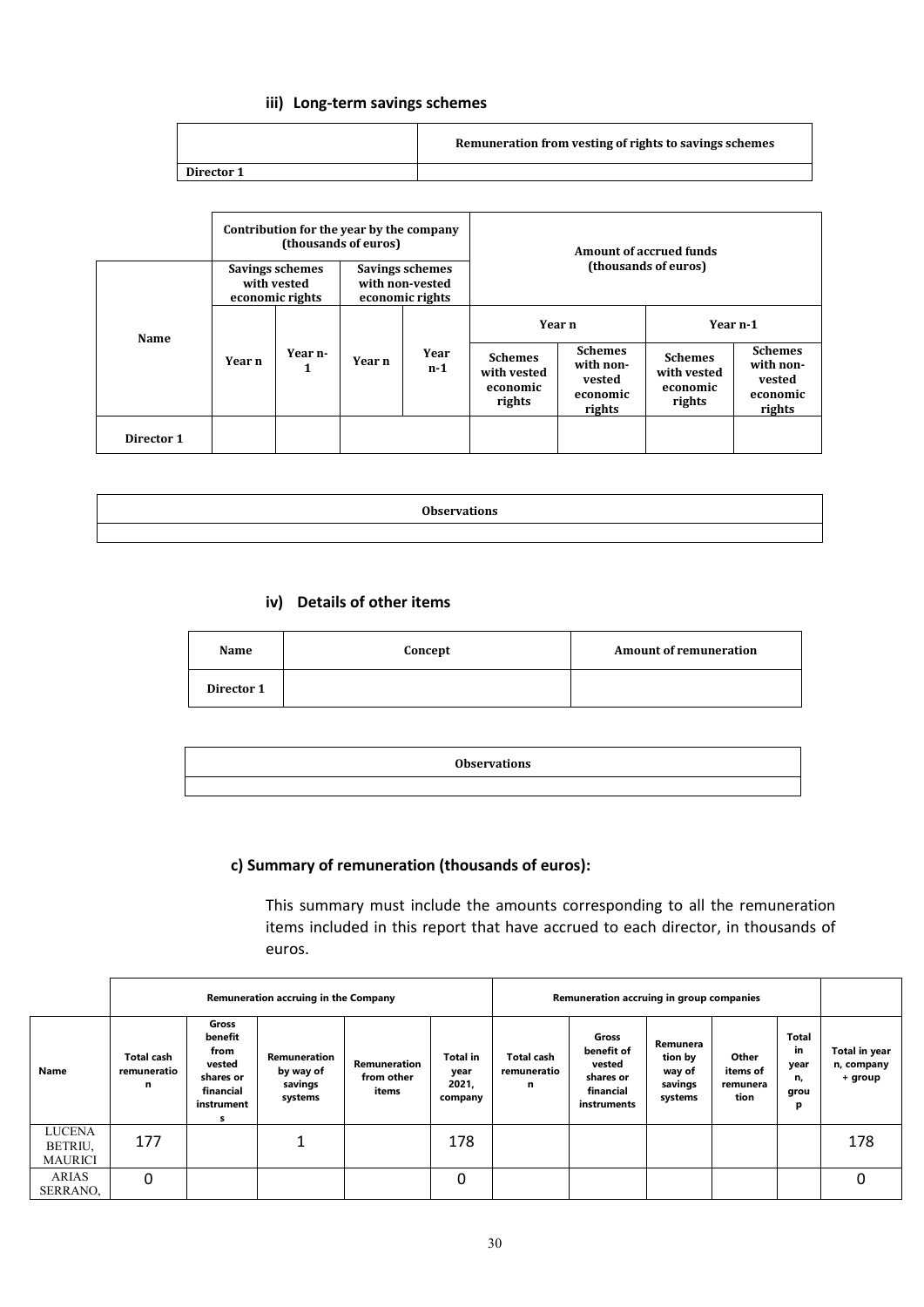#### iii) Long-term savings schemes

| | Remuneration from vesting of rights to savings schemes |
|---|---|
| Director 1 | |

| Name | Contribution for the year by the company (thousands of euros) | | | | Amount of accrued funds (thousands of euros) | | | |
|---|---|---|---|---|---|---|---|---|
| | Savings schemes with vested economic rights | | Savings schemes with non-vested economic rights | | Year n | | Year n-1 | |
| | Year n | Year n-1 | Year n | Year n-1 | Schemes with vested economic rights | Schemes with non-vested economic rights | Schemes with vested economic rights | Schemes with non-vested economic rights |
| Director 1 | | | | | | | | |

| Observations |
|---|
| |

#### iv) Details of other items

| Name | Concept | Amount of remuneration |
|---|---|---|
| Director 1 | | |

| Observations |
|---|
| |

### c) Summary of remuneration (thousands of euros):

This summary must include the amounts corresponding to all the remuneration items included in this report that have accrued to each director, in thousands of euros.

| Name | Remuneration accruing in the Company | | | | | Remuneration accruing in group companies | | | | | |
|---|---|---|---|---|---|---|---|---|---|---|---|
| | Total cash remuneration | Gross benefit from vested shares or financial instruments | Remuneration by way of savings systems | Remuneration from other items | Total in year 2021, company | Total cash remuneration | Gross benefit of vested shares or financial instruments | Remuneration by way of savings systems | Other items of remuneration | Total in year n, group | Total in year n, company + group |
| LUCENA BETRIU, MAURICI | 177 | | 1 | | 178 | | | | | | 178 |
| ARIAS SERRANO, | 0 | | | | 0 | | | | | | 0 |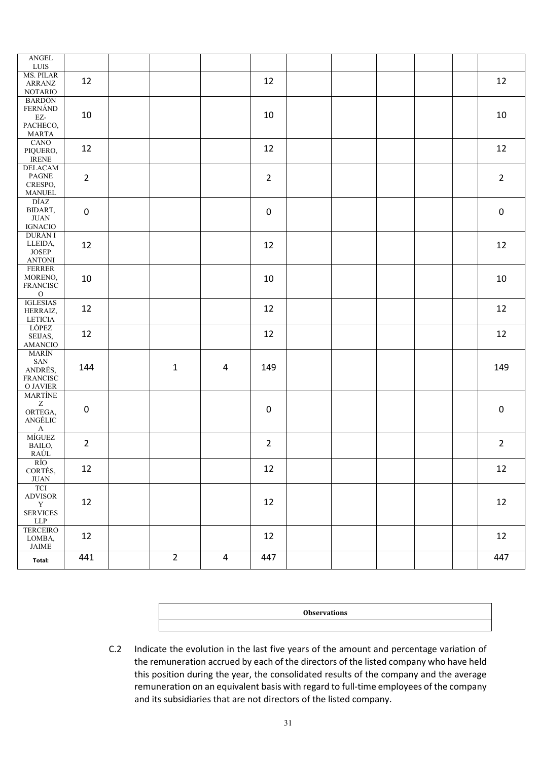| | | | | | | | | | | |
|---|---|---|---|---|---|---|---|---|---|---|
| ANGEL LUIS | | | | | | | | | | |
| MS. PILAR ARRANZ NOTARIO | 12 | | | | 12 | | | | | 12 |
| BARDÓN FERNÁNDEZ-PACHECO, MARTA | 10 | | | | 10 | | | | | 10 |
| CANO PIQUERO, IRENE | 12 | | | | 12 | | | | | 12 |
| DELACAMPAGNE CRESPO, MANUEL | 2 | | | | 2 | | | | | 2 |
| DÍAZ BIDART, JUAN IGNACIO | 0 | | | | 0 | | | | | 0 |
| DURÁN I LLEIDA, JOSEP ANTONI | 12 | | | | 12 | | | | | 12 |
| FERRER MORENO, FRANCISCO | 10 | | | | 10 | | | | | 10 |
| IGLESIAS HERRAIZ, LETICIA | 12 | | | | 12 | | | | | 12 |
| LÓPEZ SEIJAS, AMANCIO | 12 | | | | 12 | | | | | 12 |
| MARÍN SAN ANDRÉS, FRANCISCO JAVIER | 144 | | 1 | 4 | 149 | | | | | 149 |
| MARTÍNEZ ORTEGA, ANGÉLICA | 0 | | | | 0 | | | | | 0 |
| MÍGUEZ BAILO, RAÚL | 2 | | | | 2 | | | | | 2 |
| RÍO CORTÉS, JUAN | 12 | | | | 12 | | | | | 12 |
| TCI ADVISORY SERVICES LLP | 12 | | | | 12 | | | | | 12 |
| TERCEIRO LOMBA, JAIME | 12 | | | | 12 | | | | | 12 |
| **Total:** | 441 | | 2 | 4 | 447 | | | | | 447 |

| Observations |
|---|
| |

C.2 Indicate the evolution in the last five years of the amount and percentage variation of the remuneration accrued by each of the directors of the listed company who have held this position during the year, the consolidated results of the company and the average remuneration on an equivalent basis with regard to full-time employees of the company and its subsidiaries that are not directors of the listed company.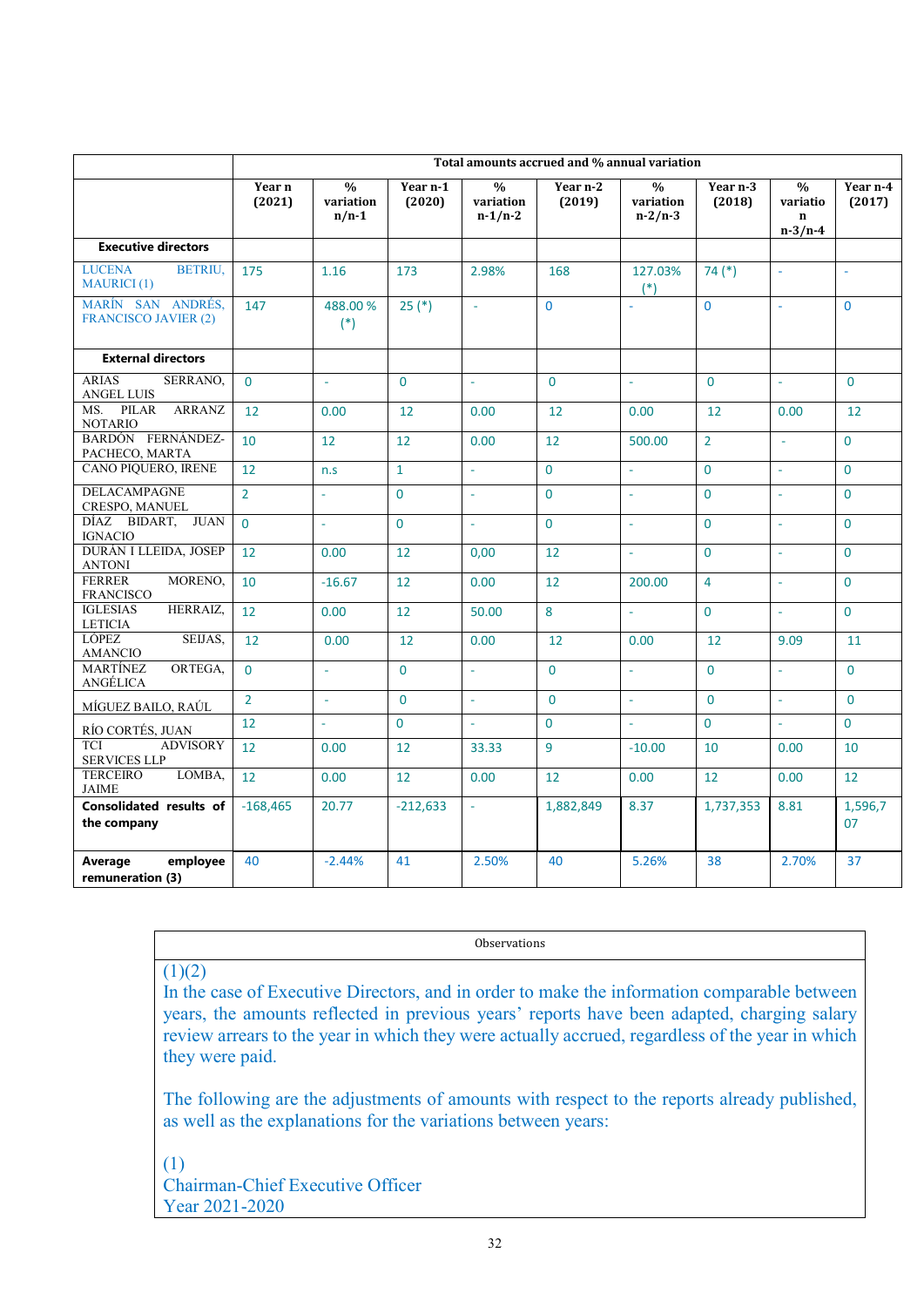| | Total amounts accrued and % annual variation | | | | | | | | |
|---|---|---|---|---|---|---|---|---|---|
| | Year n (2021) | % variation n/n-1 | Year n-1 (2020) | % variation n-1/n-2 | Year n-2 (2019) | % variation n-2/n-3 | Year n-3 (2018) | % variation n-3/n-4 | Year n-4 (2017) |
| **Executive directors** | | | | | | | | | |
| LUCENA BETRIU, MAURICI (1) | 175 | 1.16 | 173 | 2.98% | 168 | 127.03% (*) | 74 (*) | - | - |
| MARÍN SAN ANDRÉS, FRANCISCO JAVIER (2) | 147 | 488.00 % (*) | 25 (*) | - | 0 | - | 0 | - | 0 |
| **External directors** | | | | | | | | | |
| ARIAS SERRANO, ANGEL LUIS | 0 | - | 0 | - | 0 | - | 0 | - | 0 |
| MS. PILAR ARRANZ NOTARIO | 12 | 0.00 | 12 | 0.00 | 12 | 0.00 | 12 | 0.00 | 12 |
| BARDÓN FERNÁNDEZ-PACHECO, MARTA | 10 | 12 | 12 | 0.00 | 12 | 500.00 | 2 | - | 0 |
| CANO PIQUERO, IRENE | 12 | n.s | 1 | - | 0 | - | 0 | - | 0 |
| DELACAMPAGNE CRESPO, MANUEL | 2 | - | 0 | - | 0 | - | 0 | - | 0 |
| DÍAZ BIDART, JUAN IGNACIO | 0 | - | 0 | - | 0 | - | 0 | - | 0 |
| DURÁN I LLEIDA, JOSEP ANTONI | 12 | 0.00 | 12 | 0,00 | 12 | - | 0 | - | 0 |
| FERRER MORENO, FRANCISCO | 10 | -16.67 | 12 | 0.00 | 12 | 200.00 | 4 | - | 0 |
| IGLESIAS HERRAIZ, LETICIA | 12 | 0.00 | 12 | 50.00 | 8 | - | 0 | - | 0 |
| LÓPEZ SEIJAS, AMANCIO | 12 | 0.00 | 12 | 0.00 | 12 | 0.00 | 12 | 9.09 | 11 |
| MARTÍNEZ ORTEGA, ANGÉLICA | 0 | - | 0 | - | 0 | - | 0 | - | 0 |
| MÍGUEZ BAILO, RAÚL | 2 | - | 0 | - | 0 | - | 0 | - | 0 |
| RÍO CORTÉS, JUAN | 12 | - | 0 | - | 0 | - | 0 | - | 0 |
| TCI ADVISORY SERVICES LLP | 12 | 0.00 | 12 | 33.33 | 9 | -10.00 | 10 | 0.00 | 10 |
| TERCEIRO LOMBA, JAIME | 12 | 0.00 | 12 | 0.00 | 12 | 0.00 | 12 | 0.00 | 12 |
| **Consolidated results of the company** | -168,465 | 20.77 | -212,633 | - | 1,882,849 | 8.37 | 1,737,353 | 8.81 | 1,596,707 |
| **Average employee remuneration (3)** | 40 | -2.44% | 41 | 2.50% | 40 | 5.26% | 38 | 2.70% | 37 |

| Observations |
|---|
| (1)(2)<br><br>In the case of Executive Directors, and in order to make the information comparable between years, the amounts reflected in previous years' reports have been adapted, charging salary review arrears to the year in which they were actually accrued, regardless of the year in which they were paid.<br><br>The following are the adjustments of amounts with respect to the reports already published, as well as the explanations for the variations between years:<br><br>(1)<br>Chairman-Chief Executive Officer<br>Year 2021-2020 |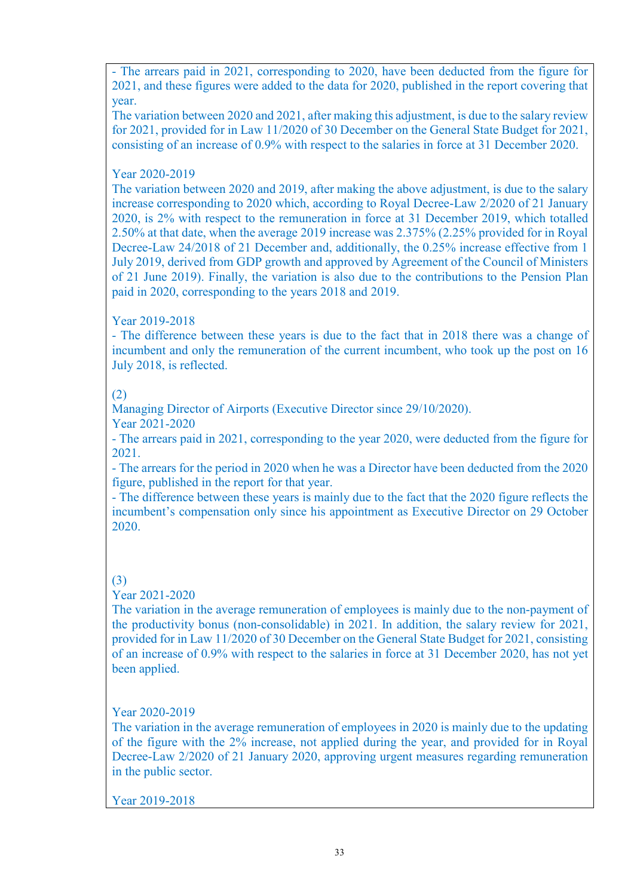- The arrears paid in 2021, corresponding to 2020, have been deducted from the figure for 2021, and these figures were added to the data for 2020, published in the report covering that year.
The variation between 2020 and 2021, after making this adjustment, is due to the salary review for 2021, provided for in Law 11/2020 of 30 December on the General State Budget for 2021, consisting of an increase of 0.9% with respect to the salaries in force at 31 December 2020.

Year 2020-2019
The variation between 2020 and 2019, after making the above adjustment, is due to the salary increase corresponding to 2020 which, according to Royal Decree-Law 2/2020 of 21 January 2020, is 2% with respect to the remuneration in force at 31 December 2019, which totalled 2.50% at that date, when the average 2019 increase was 2.375% (2.25% provided for in Royal Decree-Law 24/2018 of 21 December and, additionally, the 0.25% increase effective from 1 July 2019, derived from GDP growth and approved by Agreement of the Council of Ministers of 21 June 2019). Finally, the variation is also due to the contributions to the Pension Plan paid in 2020, corresponding to the years 2018 and 2019.

Year 2019-2018
- The difference between these years is due to the fact that in 2018 there was a change of incumbent and only the remuneration of the current incumbent, who took up the post on 16 July 2018, is reflected.

(2)
Managing Director of Airports (Executive Director since 29/10/2020).
Year 2021-2020
- The arrears paid in 2021, corresponding to the year 2020, were deducted from the figure for 2021.
- The arrears for the period in 2020 when he was a Director have been deducted from the 2020 figure, published in the report for that year.
- The difference between these years is mainly due to the fact that the 2020 figure reflects the incumbent's compensation only since his appointment as Executive Director on 29 October 2020.

(3)
Year 2021-2020
The variation in the average remuneration of employees is mainly due to the non-payment of the productivity bonus (non-consolidable) in 2021. In addition, the salary review for 2021, provided for in Law 11/2020 of 30 December on the General State Budget for 2021, consisting of an increase of 0.9% with respect to the salaries in force at 31 December 2020, has not yet been applied.

Year 2020-2019
The variation in the average remuneration of employees in 2020 is mainly due to the updating of the figure with the 2% increase, not applied during the year, and provided for in Royal Decree-Law 2/2020 of 21 January 2020, approving urgent measures regarding remuneration in the public sector.

Year 2019-2018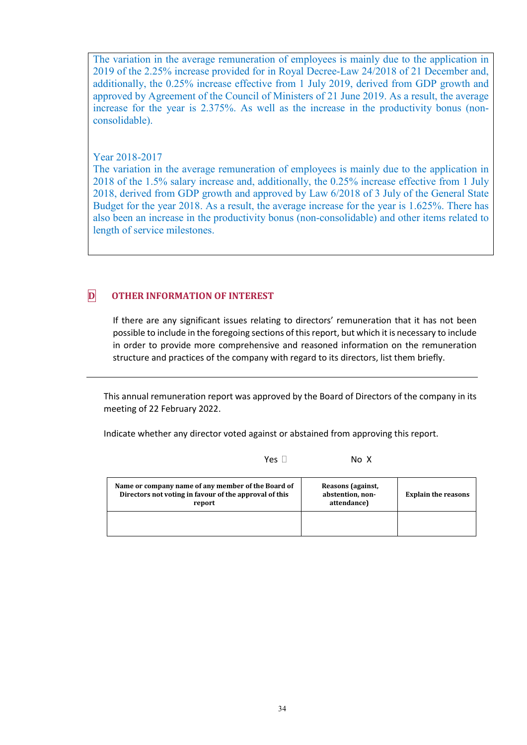The variation in the average remuneration of employees is mainly due to the application in 2019 of the 2.25% increase provided for in Royal Decree-Law 24/2018 of 21 December and, additionally, the 0.25% increase effective from 1 July 2019, derived from GDP growth and approved by Agreement of the Council of Ministers of 21 June 2019. As a result, the average increase for the year is 2.375%. As well as the increase in the productivity bonus (non-consolidable).

Year 2018-2017

The variation in the average remuneration of employees is mainly due to the application in 2018 of the 1.5% salary increase and, additionally, the 0.25% increase effective from 1 July 2018, derived from GDP growth and approved by Law 6/2018 of 3 July of the General State Budget for the year 2018. As a result, the average increase for the year is 1.625%. There has also been an increase in the productivity bonus (non-consolidable) and other items related to length of service milestones.

## D OTHER INFORMATION OF INTEREST

If there are any significant issues relating to directors' remuneration that it has not been possible to include in the foregoing sections of this report, but which it is necessary to include in order to provide more comprehensive and reasoned information on the remuneration structure and practices of the company with regard to its directors, list them briefly.

---

This annual remuneration report was approved by the Board of Directors of the company in its meeting of 22 February 2022.

Indicate whether any director voted against or abstained from approving this report.

Yes ☐ No X

| Name or company name of any member of the Board of Directors not voting in favour of the approval of this report | Reasons (against, abstention, non-attendance) | Explain the reasons |
|---|---|---|
| | | |